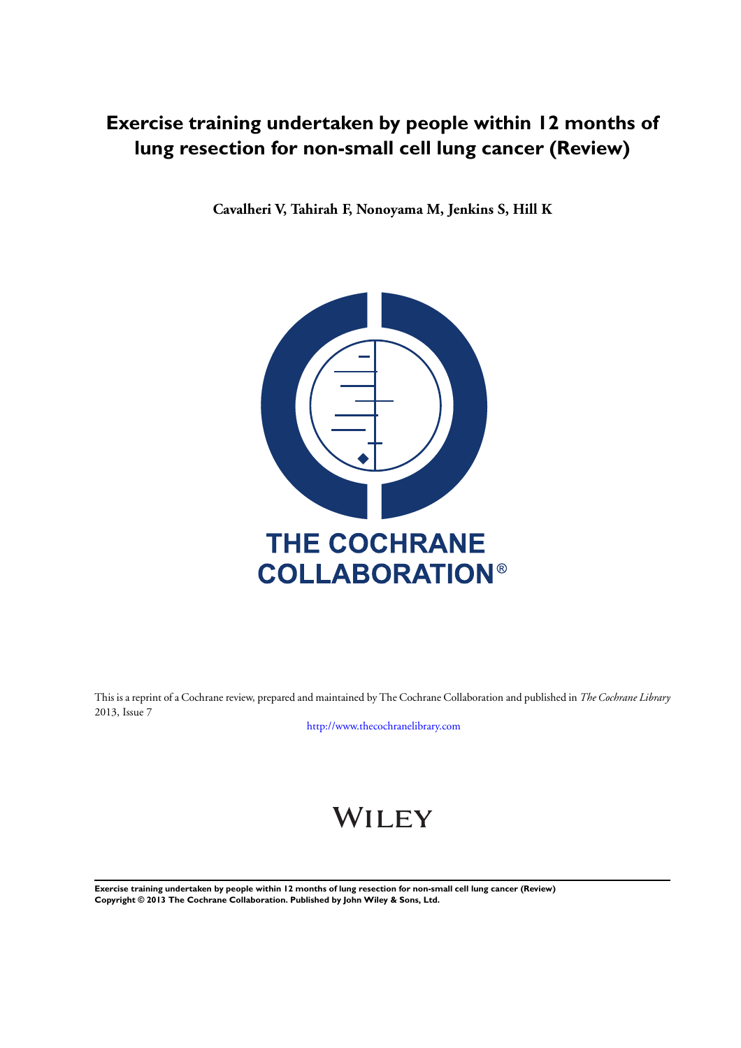# Exercise training undertaken by people within 12 months of lung resection for non-small cell lung cancer (Review)

**Cavalheri V, Tahirah F, Nonoyama M, Jenkins S, Hill K**

THE COCHRANE COLLABORATION®

This is a reprint of a Cochrane review, prepared and maintained by The Cochrane Collaboration and published in *The Cochrane Library* 2013, Issue 7

http://www.thecochranelibrary.com

WILEY

**Exercise training undertaken by people within 12 months of lung resection for non-small cell lung cancer (Review)**
**Copyright © 2013 The Cochrane Collaboration. Published by John Wiley & Sons, Ltd.**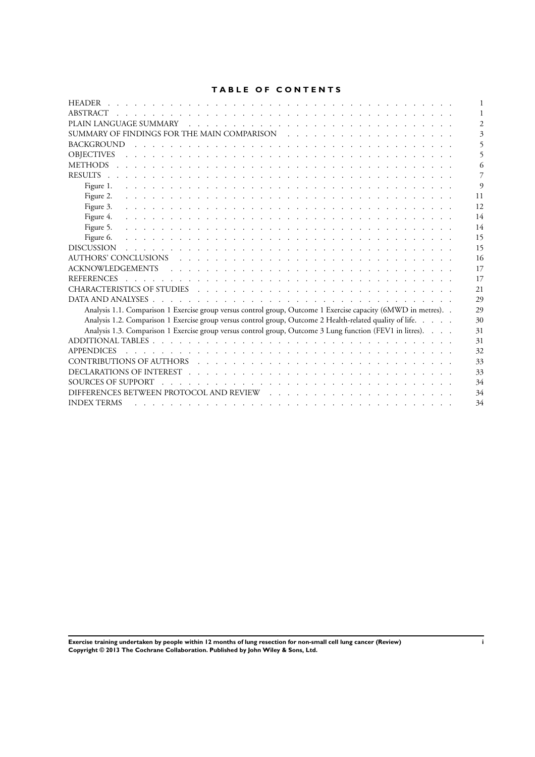# TABLE OF CONTENTS

| | |
|---|---|
| HEADER | 1 |
| ABSTRACT | 1 |
| PLAIN LANGUAGE SUMMARY | 2 |
| SUMMARY OF FINDINGS FOR THE MAIN COMPARISON | 3 |
| BACKGROUND | 5 |
| OBJECTIVES | 5 |
| METHODS | 6 |
| RESULTS | 7 |
| Figure 1. | 9 |
| Figure 2. | 11 |
| Figure 3. | 12 |
| Figure 4. | 14 |
| Figure 5. | 14 |
| Figure 6. | 15 |
| DISCUSSION | 15 |
| AUTHORS' CONCLUSIONS | 16 |
| ACKNOWLEDGEMENTS | 17 |
| REFERENCES | 17 |
| CHARACTERISTICS OF STUDIES | 21 |
| DATA AND ANALYSES | 29 |
| Analysis 1.1. Comparison 1 Exercise group versus control group, Outcome 1 Exercise capacity (6MWD in metres). | 29 |
| Analysis 1.2. Comparison 1 Exercise group versus control group, Outcome 2 Health-related quality of life. | 30 |
| Analysis 1.3. Comparison 1 Exercise group versus control group, Outcome 3 Lung function (FEV1 in litres). | 31 |
| ADDITIONAL TABLES | 31 |
| APPENDICES | 32 |
| CONTRIBUTIONS OF AUTHORS | 33 |
| DECLARATIONS OF INTEREST | 33 |
| SOURCES OF SUPPORT | 34 |
| DIFFERENCES BETWEEN PROTOCOL AND REVIEW | 34 |
| INDEX TERMS | 34 |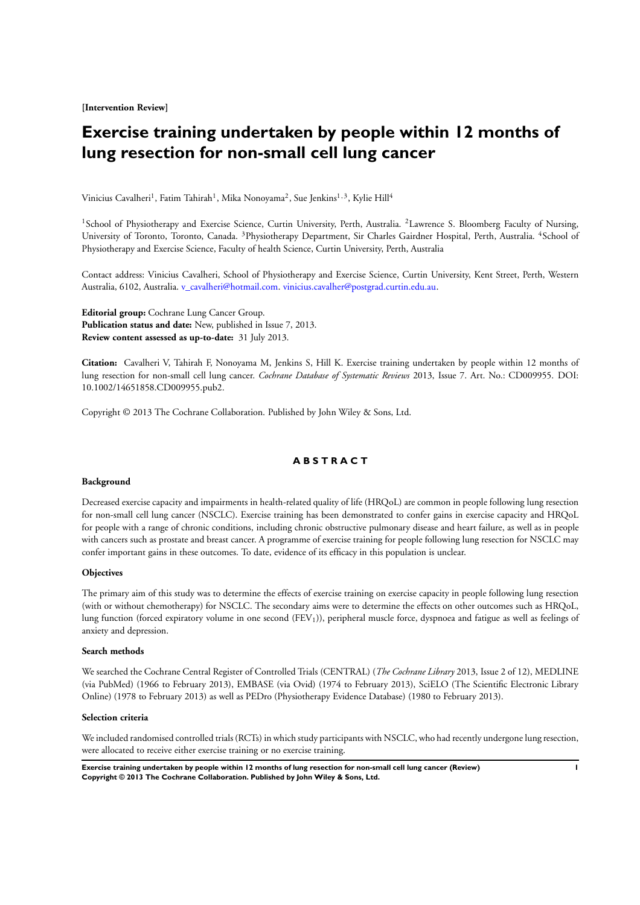**[Intervention Review]**

# Exercise training undertaken by people within 12 months of lung resection for non-small cell lung cancer

Vinicius Cavalheri[1], Fatim Tahirah[1], Mika Nonoyama[2], Sue Jenkins[1,3], Kylie Hill[4]

[1]School of Physiotherapy and Exercise Science, Curtin University, Perth, Australia. [2]Lawrence S. Bloomberg Faculty of Nursing, University of Toronto, Toronto, Canada. [3]Physiotherapy Department, Sir Charles Gairdner Hospital, Perth, Australia. [4]School of Physiotherapy and Exercise Science, Faculty of health Science, Curtin University, Perth, Australia

Contact address: Vinicius Cavalheri, School of Physiotherapy and Exercise Science, Curtin University, Kent Street, Perth, Western Australia, 6102, Australia. v_cavalheri@hotmail.com. vinicius.cavalher@postgrad.curtin.edu.au.

**Editorial group:** Cochrane Lung Cancer Group.
**Publication status and date:** New, published in Issue 7, 2013.
**Review content assessed as up-to-date:** 31 July 2013.

**Citation:** Cavalheri V, Tahirah F, Nonoyama M, Jenkins S, Hill K. Exercise training undertaken by people within 12 months of lung resection for non-small cell lung cancer. *Cochrane Database of Systematic Reviews* 2013, Issue 7. Art. No.: CD009955. DOI: 10.1002/14651858.CD009955.pub2.

Copyright © 2013 The Cochrane Collaboration. Published by John Wiley & Sons, Ltd.

## ABSTRACT

### Background

Decreased exercise capacity and impairments in health-related quality of life (HRQoL) are common in people following lung resection for non-small cell lung cancer (NSCLC). Exercise training has been demonstrated to confer gains in exercise capacity and HRQoL for people with a range of chronic conditions, including chronic obstructive pulmonary disease and heart failure, as well as in people with cancers such as prostate and breast cancer. A programme of exercise training for people following lung resection for NSCLC may confer important gains in these outcomes. To date, evidence of its efficacy in this population is unclear.

### Objectives

The primary aim of this study was to determine the effects of exercise training on exercise capacity in people following lung resection (with or without chemotherapy) for NSCLC. The secondary aims were to determine the effects on other outcomes such as HRQoL, lung function (forced expiratory volume in one second ($FEV_1$)), peripheral muscle force, dyspnoea and fatigue as well as feelings of anxiety and depression.

### Search methods

We searched the Cochrane Central Register of Controlled Trials (CENTRAL) (*The Cochrane Library* 2013, Issue 2 of 12), MEDLINE (via PubMed) (1966 to February 2013), EMBASE (via Ovid) (1974 to February 2013), SciELO (The Scientific Electronic Library Online) (1978 to February 2013) as well as PEDro (Physiotherapy Evidence Database) (1980 to February 2013).

### Selection criteria

We included randomised controlled trials (RCTs) in which study participants with NSCLC, who had recently undergone lung resection, were allocated to receive either exercise training or no exercise training.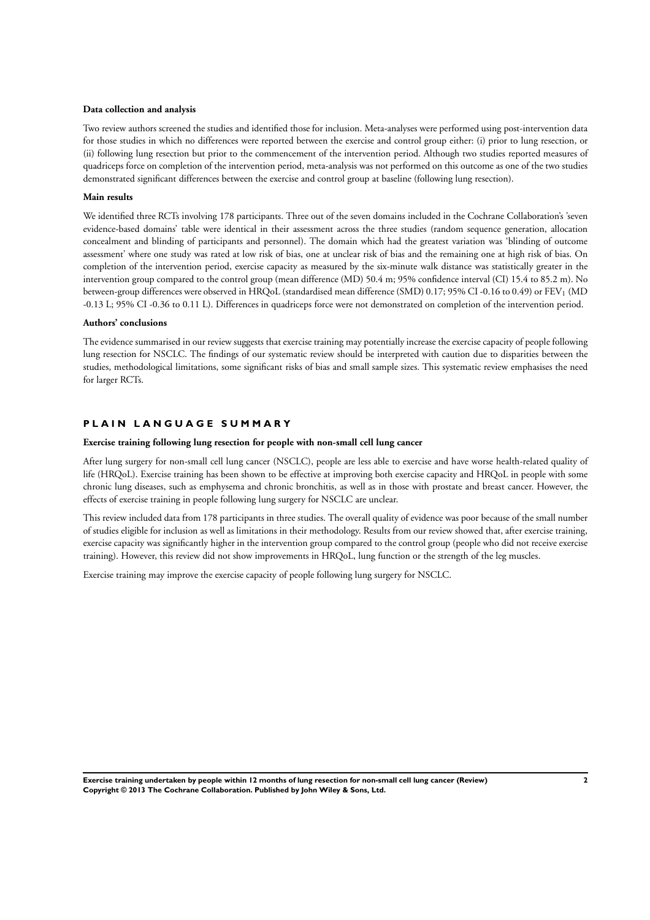**Data collection and analysis**

Two review authors screened the studies and identified those for inclusion. Meta-analyses were performed using post-intervention data for those studies in which no differences were reported between the exercise and control group either: (i) prior to lung resection, or (ii) following lung resection but prior to the commencement of the intervention period. Although two studies reported measures of quadriceps force on completion of the intervention period, meta-analysis was not performed on this outcome as one of the two studies demonstrated significant differences between the exercise and control group at baseline (following lung resection).

**Main results**

We identified three RCTs involving 178 participants. Three out of the seven domains included in the Cochrane Collaboration's 'seven evidence-based domains' table were identical in their assessment across the three studies (random sequence generation, allocation concealment and blinding of participants and personnel). The domain which had the greatest variation was 'blinding of outcome assessment' where one study was rated at low risk of bias, one at unclear risk of bias and the remaining one at high risk of bias. On completion of the intervention period, exercise capacity as measured by the six-minute walk distance was statistically greater in the intervention group compared to the control group (mean difference (MD) 50.4 m; 95% confidence interval (CI) 15.4 to 85.2 m). No between-group differences were observed in HRQoL (standardised mean difference (SMD) 0.17; 95% CI -0.16 to 0.49) or $FEV_1$ (MD -0.13 L; 95% CI -0.36 to 0.11 L). Differences in quadriceps force were not demonstrated on completion of the intervention period.

**Authors' conclusions**

The evidence summarised in our review suggests that exercise training may potentially increase the exercise capacity of people following lung resection for NSCLC. The findings of our systematic review should be interpreted with caution due to disparities between the studies, methodological limitations, some significant risks of bias and small sample sizes. This systematic review emphasises the need for larger RCTs.

## PLAIN LANGUAGE SUMMARY

**Exercise training following lung resection for people with non-small cell lung cancer**

After lung surgery for non-small cell lung cancer (NSCLC), people are less able to exercise and have worse health-related quality of life (HRQoL). Exercise training has been shown to be effective at improving both exercise capacity and HRQoL in people with some chronic lung diseases, such as emphysema and chronic bronchitis, as well as in those with prostate and breast cancer. However, the effects of exercise training in people following lung surgery for NSCLC are unclear.

This review included data from 178 participants in three studies. The overall quality of evidence was poor because of the small number of studies eligible for inclusion as well as limitations in their methodology. Results from our review showed that, after exercise training, exercise capacity was significantly higher in the intervention group compared to the control group (people who did not receive exercise training). However, this review did not show improvements in HRQoL, lung function or the strength of the leg muscles.

Exercise training may improve the exercise capacity of people following lung surgery for NSCLC.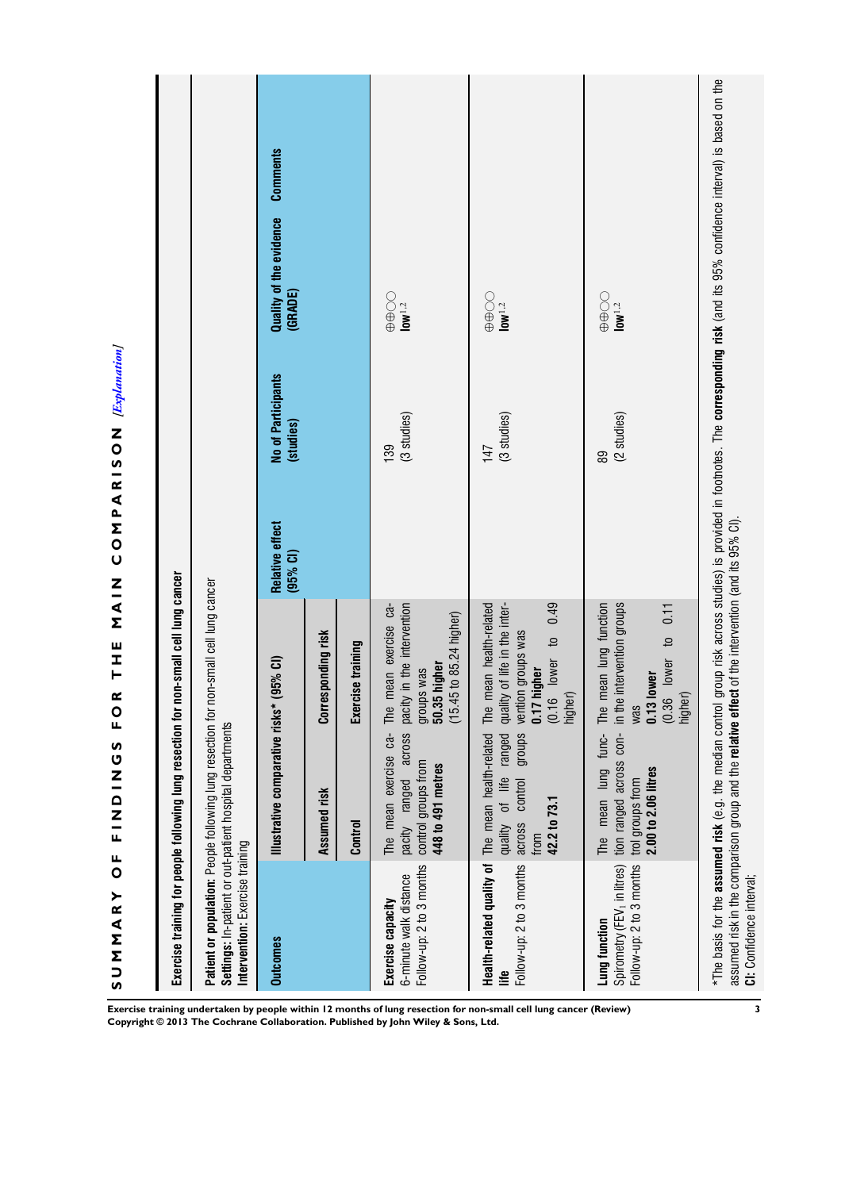# SUMMARY OF FINDINGS FOR THE MAIN COMPARISON *[Explanation]*

**Exercise training for people following lung resection for non-small cell lung cancer**

**Patient or population:** People following lung resection for non-small cell lung cancer
**Settings:** In-patient or out-patient hospital departments
**Intervention:** Exercise training

| Outcomes | Illustrative comparative risks* (95% CI) | | Relative effect (95% CI) | No of Participants (studies) | Quality of the evidence (GRADE) | Comments |
|---|---|---|---|---|---|---|
| | Assumed risk | Corresponding risk | | | | |
| | Control | Exercise training | | | | |
| **Exercise capacity** 6-minute walk distance Follow-up: 2 to 3 months | The mean exercise capacity ranged across control groups from **448 to 491 metres** | The mean exercise capacity in the intervention groups was **50.35 higher** (15.45 to 85.24 higher) | | 139 (3 studies) | ⊕⊕◯◯ **low**[1,2] | |
| **Health-related quality of life** Follow-up: 2 to 3 months | The mean health-related quality of life ranged across control groups from **42.2 to 73.1** | The mean health-related quality of life in the intervention groups was **0.17 higher** (0.16 lower to 0.49 higher) | | 147 (3 studies) | ⊕⊕◯◯ **low**[1,2] | |
| **Lung function** Spirometry ($FEV_1$ in litres) Follow-up: 2 to 3 months | The mean lung function ranged across control groups from **2.00 to 2.06 litres** | The mean lung function in the intervention groups was **0.13 lower** (0.36 lower to 0.11 higher) | | 89 (2 studies) | ⊕⊕◯◯ **low**[1,2] | |

*The basis for the **assumed risk** (e.g. the median control group risk across studies) is provided in footnotes. The **corresponding risk** (and its 95% confidence interval) is based on the assumed risk in the comparison group and the **relative effect** of the intervention (and its 95% CI).
**CI:** Confidence interval;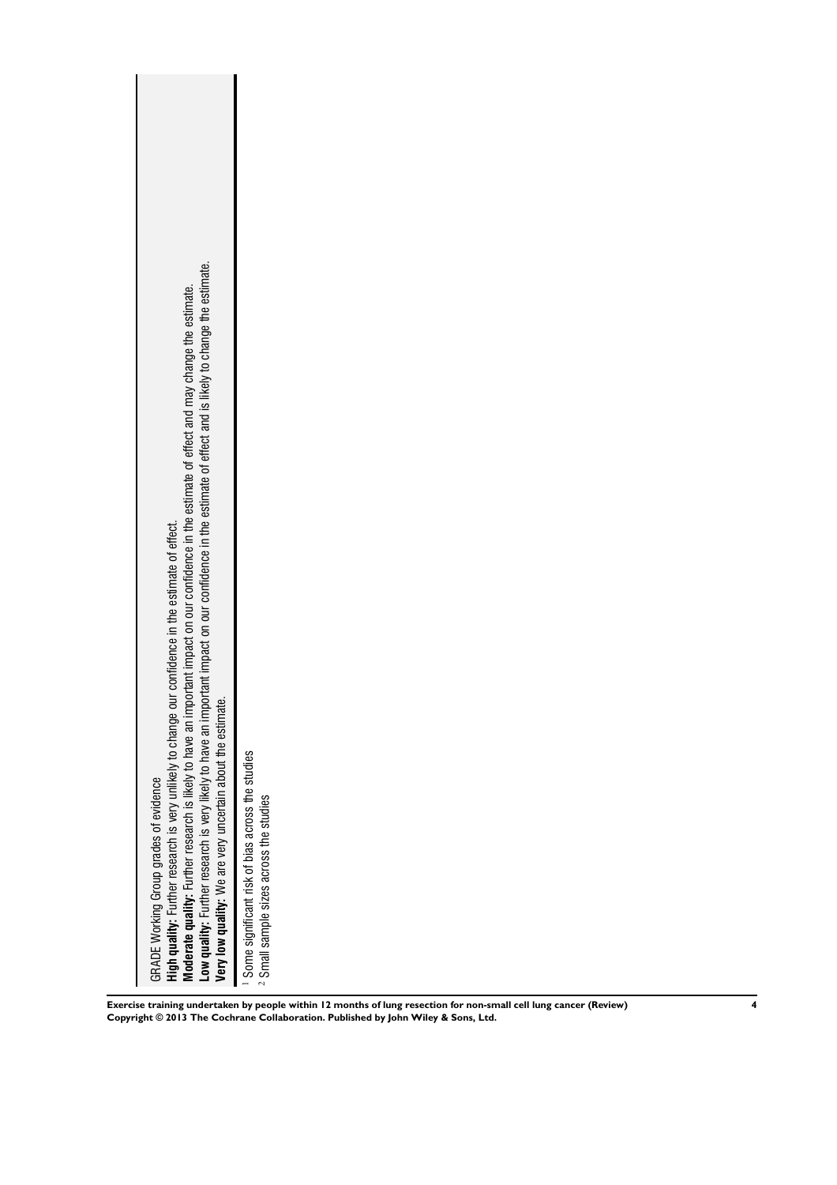GRADE Working Group grades of evidence

**High quality:** Further research is very unlikely to change our confidence in the estimate of effect.

**Moderate quality:** Further research is likely to have an important impact on our confidence in the estimate of effect and may change the estimate.

**Low quality:** Further research is very likely to have an important impact on our confidence in the estimate of effect and is likely to change the estimate.

**Very low quality:** We are very uncertain about the estimate.

[1] Some significant risk of bias across the studies

[2] Small sample sizes across the studies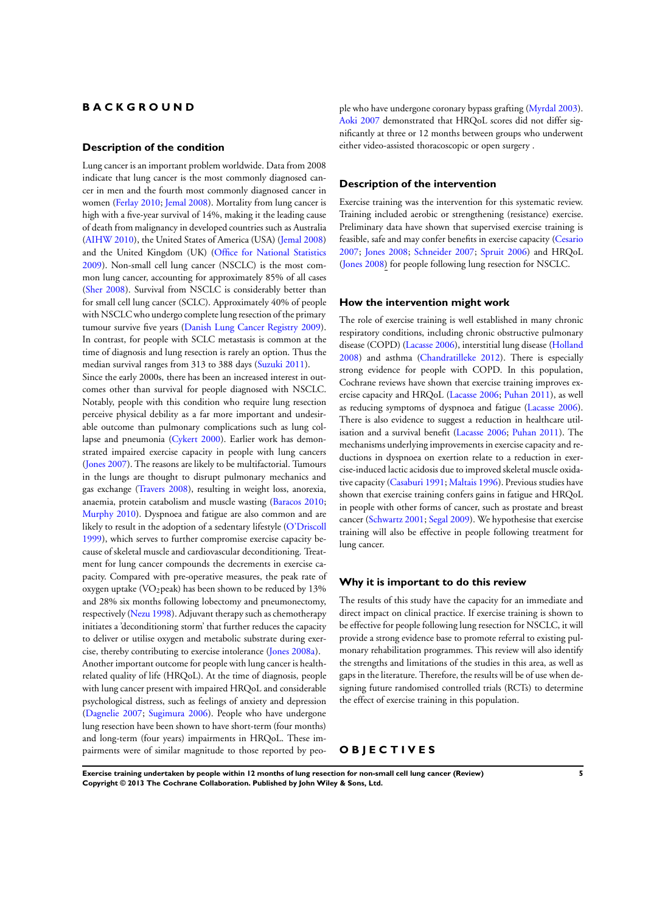# BACKGROUND

## Description of the condition

Lung cancer is an important problem worldwide. Data from 2008 indicate that lung cancer is the most commonly diagnosed cancer in men and the fourth most commonly diagnosed cancer in women (Ferlay 2010; Jemal 2008). Mortality from lung cancer is high with a five-year survival of 14%, making it the leading cause of death from malignancy in developed countries such as Australia (AIHW 2010), the United States of America (USA) (Jemal 2008) and the United Kingdom (UK) (Office for National Statistics 2009). Non-small cell lung cancer (NSCLC) is the most common lung cancer, accounting for approximately 85% of all cases (Sher 2008). Survival from NSCLC is considerably better than for small cell lung cancer (SCLC). Approximately 40% of people with NSCLC who undergo complete lung resection of the primary tumour survive five years (Danish Lung Cancer Registry 2009). In contrast, for people with SCLC metastasis is common at the time of diagnosis and lung resection is rarely an option. Thus the median survival ranges from 313 to 388 days (Suzuki 2011).

Since the early 2000s, there has been an increased interest in outcomes other than survival for people diagnosed with NSCLC. Notably, people with this condition who require lung resection perceive physical debility as a far more important and undesirable outcome than pulmonary complications such as lung collapse and pneumonia (Cykert 2000). Earlier work has demonstrated impaired exercise capacity in people with lung cancers (Jones 2007). The reasons are likely to be multifactorial. Tumours in the lungs are thought to disrupt pulmonary mechanics and gas exchange (Travers 2008), resulting in weight loss, anorexia, anaemia, protein catabolism and muscle wasting (Baracos 2010; Murphy 2010). Dyspnoea and fatigue are also common and are likely to result in the adoption of a sedentary lifestyle (O'Driscoll 1999), which serves to further compromise exercise capacity because of skeletal muscle and cardiovascular deconditioning. Treatment for lung cancer compounds the decrements in exercise capacity. Compared with pre-operative measures, the peak rate of oxygen uptake ($VO_2$peak) has been shown to be reduced by 13% and 28% six months following lobectomy and pneumonectomy, respectively (Nezu 1998). Adjuvant therapy such as chemotherapy initiates a 'deconditioning storm' that further reduces the capacity to deliver or utilise oxygen and metabolic substrate during exercise, thereby contributing to exercise intolerance (Jones 2008a).

Another important outcome for people with lung cancer is health-related quality of life (HRQoL). At the time of diagnosis, people with lung cancer present with impaired HRQoL and considerable psychological distress, such as feelings of anxiety and depression (Dagnelie 2007; Sugimura 2006). People who have undergone lung resection have been shown to have short-term (four months) and long-term (four years) impairments in HRQoL. These impairments were of similar magnitude to those reported by people who have undergone coronary bypass grafting (Myrdal 2003). Aoki 2007 demonstrated that HRQoL scores did not differ significantly at three or 12 months between groups who underwent either video-assisted thoracoscopic or open surgery .

## Description of the intervention

Exercise training was the intervention for this systematic review. Training included aerobic or strengthening (resistance) exercise. Preliminary data have shown that supervised exercise training is feasible, safe and may confer benefits in exercise capacity (Cesario 2007; Jones 2008; Schneider 2007; Spruit 2006) and HRQoL (Jones 2008) for people following lung resection for NSCLC.

## How the intervention might work

The role of exercise training is well established in many chronic respiratory conditions, including chronic obstructive pulmonary disease (COPD) (Lacasse 2006), interstitial lung disease (Holland 2008) and asthma (Chandratilleke 2012). There is especially strong evidence for people with COPD. In this population, Cochrane reviews have shown that exercise training improves exercise capacity and HRQoL (Lacasse 2006; Puhan 2011), as well as reducing symptoms of dyspnoea and fatigue (Lacasse 2006). There is also evidence to suggest a reduction in healthcare utilisation and a survival benefit (Lacasse 2006; Puhan 2011). The mechanisms underlying improvements in exercise capacity and reductions in dyspnoea on exertion relate to a reduction in exercise-induced lactic acidosis due to improved skeletal muscle oxidative capacity (Casaburi 1991; Maltais 1996). Previous studies have shown that exercise training confers gains in fatigue and HRQoL in people with other forms of cancer, such as prostate and breast cancer (Schwartz 2001; Segal 2009). We hypothesise that exercise training will also be effective in people following treatment for lung cancer.

## Why it is important to do this review

The results of this study have the capacity for an immediate and direct impact on clinical practice. If exercise training is shown to be effective for people following lung resection for NSCLC, it will provide a strong evidence base to promote referral to existing pulmonary rehabilitation programmes. This review will also identify the strengths and limitations of the studies in this area, as well as gaps in the literature. Therefore, the results will be of use when designing future randomised controlled trials (RCTs) to determine the effect of exercise training in this population.

# OBJECTIVES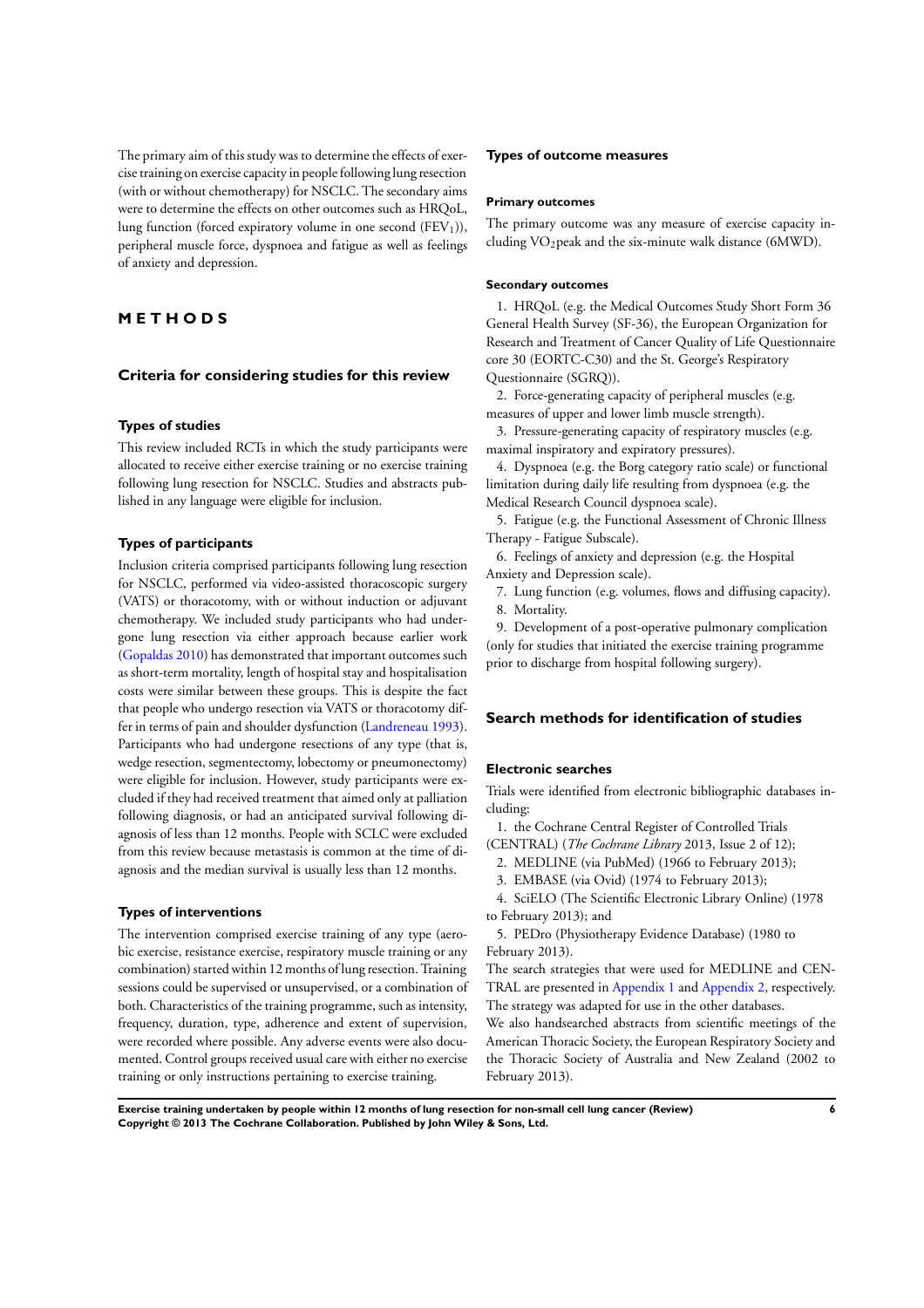The primary aim of this study was to determine the effects of exercise training on exercise capacity in people following lung resection (with or without chemotherapy) for NSCLC. The secondary aims were to determine the effects on other outcomes such as HRQoL, lung function (forced expiratory volume in one second ($FEV_1$)), peripheral muscle force, dyspnoea and fatigue as well as feelings of anxiety and depression.

# METHODS

## Criteria for considering studies for this review

### Types of studies

This review included RCTs in which the study participants were allocated to receive either exercise training or no exercise training following lung resection for NSCLC. Studies and abstracts published in any language were eligible for inclusion.

### Types of participants

Inclusion criteria comprised participants following lung resection for NSCLC, performed via video-assisted thoracoscopic surgery (VATS) or thoracotomy, with or without induction or adjuvant chemotherapy. We included study participants who had undergone lung resection via either approach because earlier work (Gopaldas 2010) has demonstrated that important outcomes such as short-term mortality, length of hospital stay and hospitalisation costs were similar between these groups. This is despite the fact that people who undergo resection via VATS or thoracotomy differ in terms of pain and shoulder dysfunction (Landreneau 1993). Participants who had undergone resections of any type (that is, wedge resection, segmentectomy, lobectomy or pneumonectomy) were eligible for inclusion. However, study participants were excluded if they had received treatment that aimed only at palliation following diagnosis, or had an anticipated survival following diagnosis of less than 12 months. People with SCLC were excluded from this review because metastasis is common at the time of diagnosis and the median survival is usually less than 12 months.

### Types of interventions

The intervention comprised exercise training of any type (aerobic exercise, resistance exercise, respiratory muscle training or any combination) started within 12 months of lung resection. Training sessions could be supervised or unsupervised, or a combination of both. Characteristics of the training programme, such as intensity, frequency, duration, type, adherence and extent of supervision, were recorded where possible. Any adverse events were also documented. Control groups received usual care with either no exercise training or only instructions pertaining to exercise training.

### Types of outcome measures

#### Primary outcomes

The primary outcome was any measure of exercise capacity including $VO_2$peak and the six-minute walk distance (6MWD).

#### Secondary outcomes

1. HRQoL (e.g. the Medical Outcomes Study Short Form 36 General Health Survey (SF-36), the European Organization for Research and Treatment of Cancer Quality of Life Questionnaire core 30 (EORTC-C30) and the St. George's Respiratory Questionnaire (SGRQ)).
2. Force-generating capacity of peripheral muscles (e.g. measures of upper and lower limb muscle strength).
3. Pressure-generating capacity of respiratory muscles (e.g. maximal inspiratory and expiratory pressures).
4. Dyspnoea (e.g. the Borg category ratio scale) or functional limitation during daily life resulting from dyspnoea (e.g. the Medical Research Council dyspnoea scale).
5. Fatigue (e.g. the Functional Assessment of Chronic Illness Therapy - Fatigue Subscale).
6. Feelings of anxiety and depression (e.g. the Hospital Anxiety and Depression scale).
7. Lung function (e.g. volumes, flows and diffusing capacity).
8. Mortality.
9. Development of a post-operative pulmonary complication (only for studies that initiated the exercise training programme prior to discharge from hospital following surgery).

## Search methods for identification of studies

### Electronic searches

Trials were identified from electronic bibliographic databases including:

1. the Cochrane Central Register of Controlled Trials (CENTRAL) (*The Cochrane Library* 2013, Issue 2 of 12);
2. MEDLINE (via PubMed) (1966 to February 2013);
3. EMBASE (via Ovid) (1974 to February 2013);
4. SciELO (The Scientific Electronic Library Online) (1978 to February 2013); and
5. PEDro (Physiotherapy Evidence Database) (1980 to February 2013).

The search strategies that were used for MEDLINE and CENTRAL are presented in Appendix 1 and Appendix 2, respectively. The strategy was adapted for use in the other databases.

We also handsearched abstracts from scientific meetings of the American Thoracic Society, the European Respiratory Society and the Thoracic Society of Australia and New Zealand (2002 to February 2013).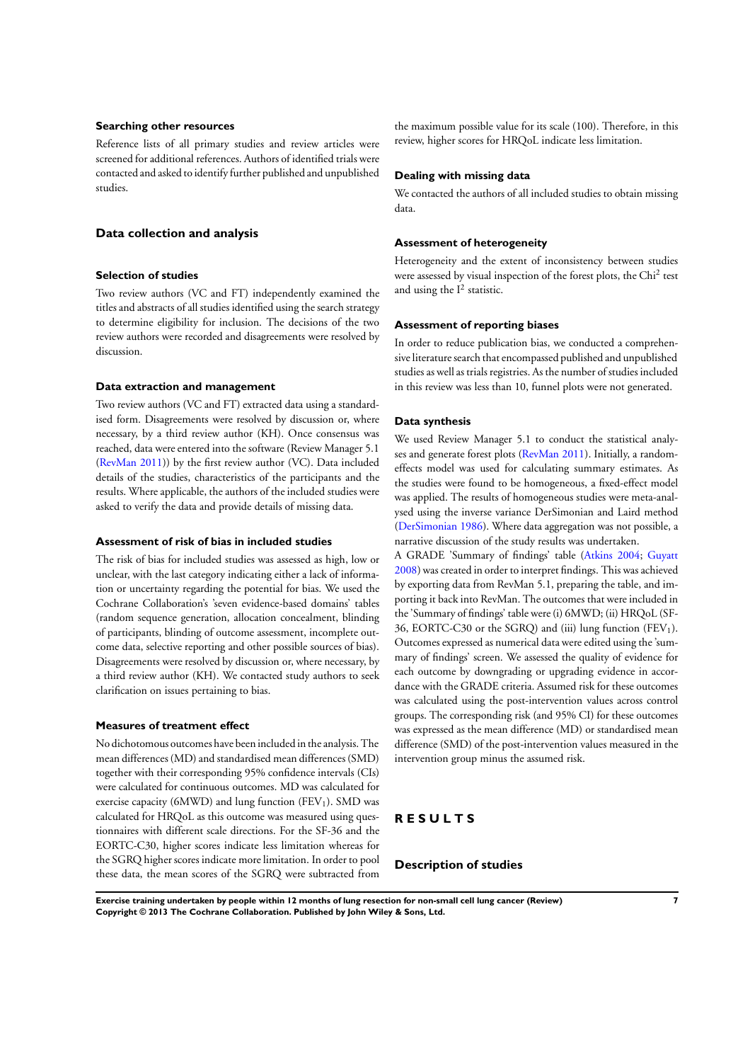### Searching other resources

Reference lists of all primary studies and review articles were screened for additional references. Authors of identified trials were contacted and asked to identify further published and unpublished studies.

## Data collection and analysis

### Selection of studies

Two review authors (VC and FT) independently examined the titles and abstracts of all studies identified using the search strategy to determine eligibility for inclusion. The decisions of the two review authors were recorded and disagreements were resolved by discussion.

### Data extraction and management

Two review authors (VC and FT) extracted data using a standardised form. Disagreements were resolved by discussion or, where necessary, by a third review author (KH). Once consensus was reached, data were entered into the software (Review Manager 5.1 (RevMan 2011)) by the first review author (VC). Data included details of the studies, characteristics of the participants and the results. Where applicable, the authors of the included studies were asked to verify the data and provide details of missing data.

### Assessment of risk of bias in included studies

The risk of bias for included studies was assessed as high, low or unclear, with the last category indicating either a lack of information or uncertainty regarding the potential for bias. We used the Cochrane Collaboration's 'seven evidence-based domains' tables (random sequence generation, allocation concealment, blinding of participants, blinding of outcome assessment, incomplete outcome data, selective reporting and other possible sources of bias). Disagreements were resolved by discussion or, where necessary, by a third review author (KH). We contacted study authors to seek clarification on issues pertaining to bias.

### Measures of treatment effect

No dichotomous outcomes have been included in the analysis. The mean differences (MD) and standardised mean differences (SMD) together with their corresponding 95% confidence intervals (CIs) were calculated for continuous outcomes. MD was calculated for exercise capacity (6MWD) and lung function ($FEV_1$). SMD was calculated for HRQoL as this outcome was measured using questionnaires with different scale directions. For the SF-36 and the EORTC-C30, higher scores indicate less limitation whereas for the SGRQ higher scores indicate more limitation. In order to pool these data, the mean scores of the SGRQ were subtracted from the maximum possible value for its scale (100). Therefore, in this review, higher scores for HRQoL indicate less limitation.

### Dealing with missing data

We contacted the authors of all included studies to obtain missing data.

### Assessment of heterogeneity

Heterogeneity and the extent of inconsistency between studies were assessed by visual inspection of the forest plots, the $Chi^2$ test and using the $I^2$ statistic.

### Assessment of reporting biases

In order to reduce publication bias, we conducted a comprehensive literature search that encompassed published and unpublished studies as well as trials registries. As the number of studies included in this review was less than 10, funnel plots were not generated.

### Data synthesis

We used Review Manager 5.1 to conduct the statistical analyses and generate forest plots (RevMan 2011). Initially, a random-effects model was used for calculating summary estimates. As the studies were found to be homogeneous, a fixed-effect model was applied. The results of homogeneous studies were meta-analysed using the inverse variance DerSimonian and Laird method (DerSimonian 1986). Where data aggregation was not possible, a narrative discussion of the study results was undertaken.

A GRADE 'Summary of findings' table (Atkins 2004; Guyatt 2008) was created in order to interpret findings. This was achieved by exporting data from RevMan 5.1, preparing the table, and importing it back into RevMan. The outcomes that were included in the 'Summary of findings' table were (i) 6MWD; (ii) HRQoL (SF-36, EORTC-C30 or the SGRQ) and (iii) lung function ($FEV_1$). Outcomes expressed as numerical data were edited using the 'summary of findings' screen. We assessed the quality of evidence for each outcome by downgrading or upgrading evidence in accordance with the GRADE criteria. Assumed risk for these outcomes was calculated using the post-intervention values across control groups. The corresponding risk (and 95% CI) for these outcomes was expressed as the mean difference (MD) or standardised mean difference (SMD) of the post-intervention values measured in the intervention group minus the assumed risk.

# RESULTS

## Description of studies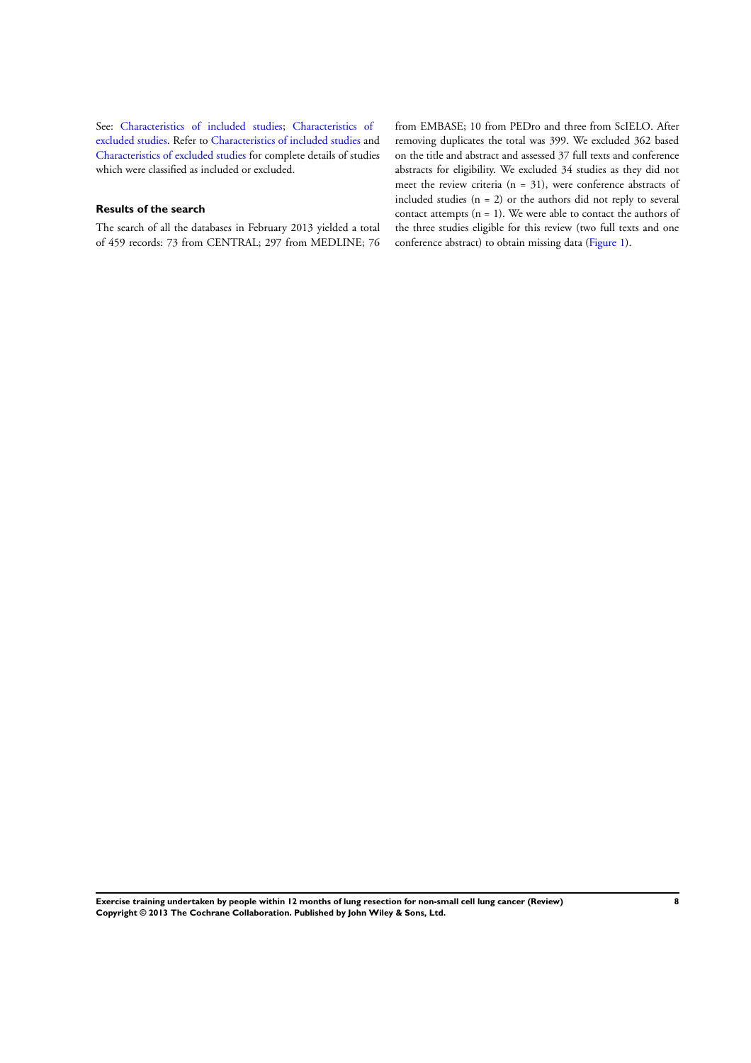See: Characteristics of included studies; Characteristics of excluded studies. Refer to Characteristics of included studies and Characteristics of excluded studies for complete details of studies which were classified as included or excluded.

### Results of the search

The search of all the databases in February 2013 yielded a total of 459 records: 73 from CENTRAL; 297 from MEDLINE; 76 from EMBASE; 10 from PEDro and three from ScIELO. After removing duplicates the total was 399. We excluded 362 based on the title and abstract and assessed 37 full texts and conference abstracts for eligibility. We excluded 34 studies as they did not meet the review criteria (n = 31), were conference abstracts of included studies (n = 2) or the authors did not reply to several contact attempts (n = 1). We were able to contact the authors of the three studies eligible for this review (two full texts and one conference abstract) to obtain missing data (Figure 1).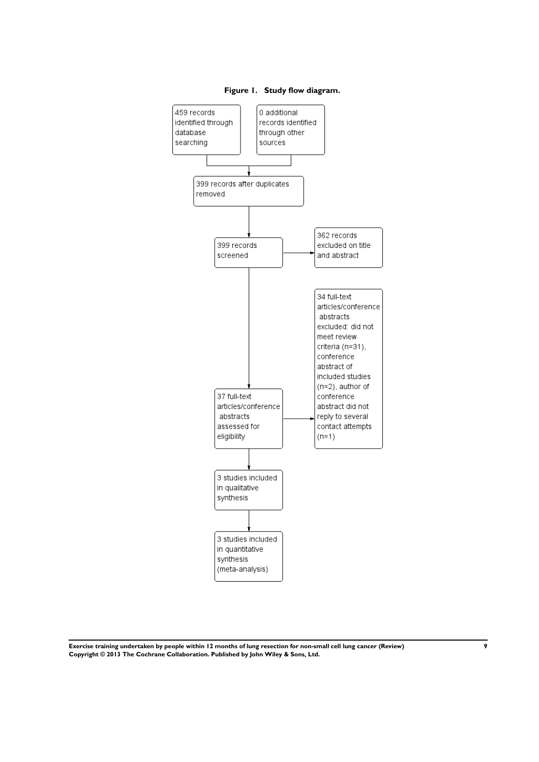**Figure 1. Study flow diagram.**

459 records identified through database searching

0 additional records identified through other sources

399 records after duplicates removed

399 records screened

362 records excluded on title and abstract

37 full-text articles/conference abstracts assessed for eligibility

34 full-text articles/conference abstracts excluded: did not meet review criteria (n=31), conference abstract of included studies (n=2), author of conference abstract did not reply to several contact attempts (n=1)

3 studies included in qualitative synthesis

3 studies included in quantitative synthesis (meta-analysis)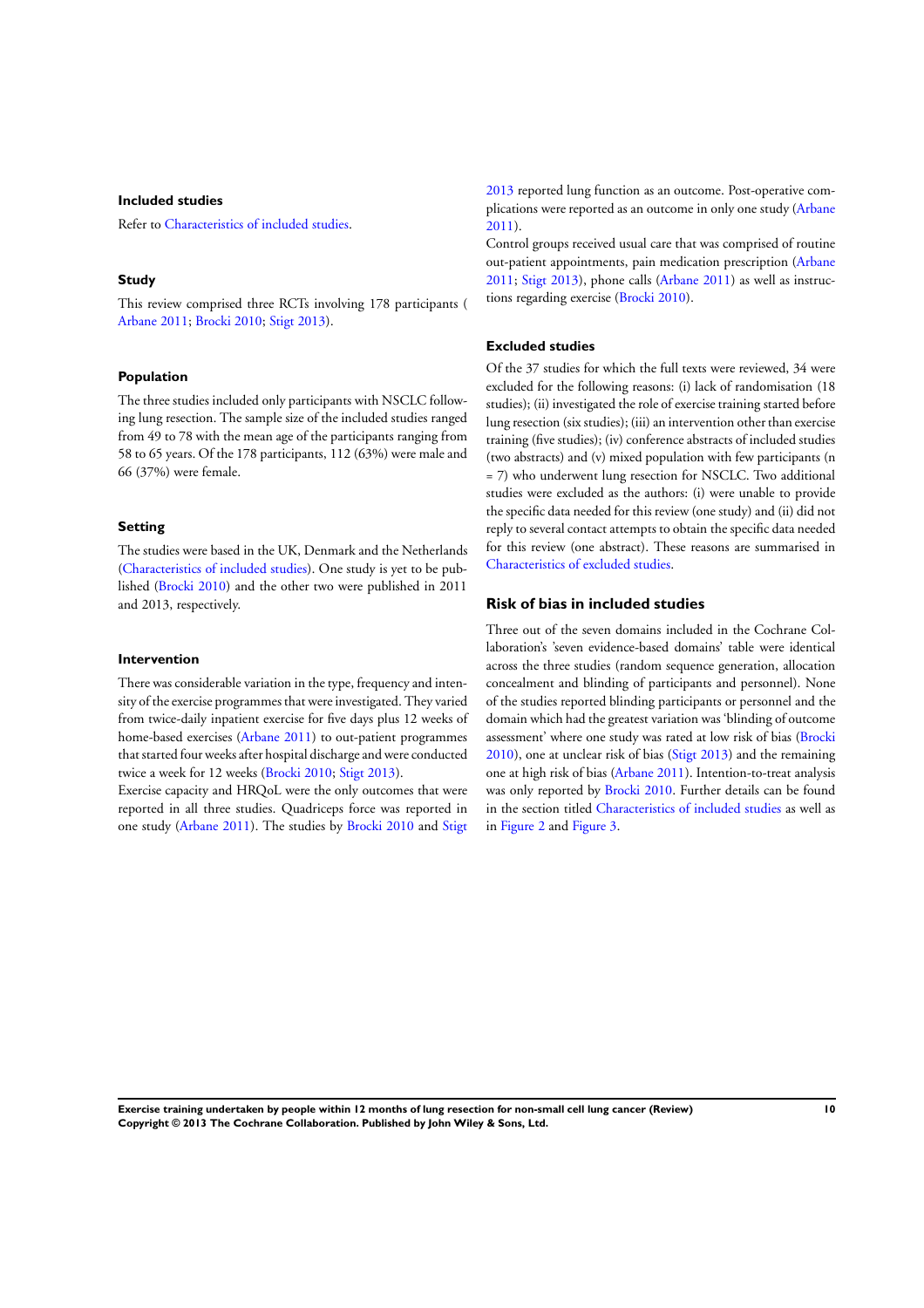### Included studies

Refer to Characteristics of included studies.

### Study

This review comprised three RCTs involving 178 participants ( Arbane 2011; Brocki 2010; Stigt 2013).

### Population

The three studies included only participants with NSCLC following lung resection. The sample size of the included studies ranged from 49 to 78 with the mean age of the participants ranging from 58 to 65 years. Of the 178 participants, 112 (63%) were male and 66 (37%) were female.

### Setting

The studies were based in the UK, Denmark and the Netherlands (Characteristics of included studies). One study is yet to be published (Brocki 2010) and the other two were published in 2011 and 2013, respectively.

### Intervention

There was considerable variation in the type, frequency and intensity of the exercise programmes that were investigated. They varied from twice-daily inpatient exercise for five days plus 12 weeks of home-based exercises (Arbane 2011) to out-patient programmes that started four weeks after hospital discharge and were conducted twice a week for 12 weeks (Brocki 2010; Stigt 2013).

Exercise capacity and HRQoL were the only outcomes that were reported in all three studies. Quadriceps force was reported in one study (Arbane 2011). The studies by Brocki 2010 and Stigt 2013 reported lung function as an outcome. Post-operative complications were reported as an outcome in only one study (Arbane 2011).

Control groups received usual care that was comprised of routine out-patient appointments, pain medication prescription (Arbane 2011; Stigt 2013), phone calls (Arbane 2011) as well as instructions regarding exercise (Brocki 2010).

### Excluded studies

Of the 37 studies for which the full texts were reviewed, 34 were excluded for the following reasons: (i) lack of randomisation (18 studies); (ii) investigated the role of exercise training started before lung resection (six studies); (iii) an intervention other than exercise training (five studies); (iv) conference abstracts of included studies (two abstracts) and (v) mixed population with few participants (n = 7) who underwent lung resection for NSCLC. Two additional studies were excluded as the authors: (i) were unable to provide the specific data needed for this review (one study) and (ii) did not reply to several contact attempts to obtain the specific data needed for this review (one abstract). These reasons are summarised in Characteristics of excluded studies.

## Risk of bias in included studies

Three out of the seven domains included in the Cochrane Collaboration's 'seven evidence-based domains' table were identical across the three studies (random sequence generation, allocation concealment and blinding of participants and personnel). None of the studies reported blinding participants or personnel and the domain which had the greatest variation was 'blinding of outcome assessment' where one study was rated at low risk of bias (Brocki 2010), one at unclear risk of bias (Stigt 2013) and the remaining one at high risk of bias (Arbane 2011). Intention-to-treat analysis was only reported by Brocki 2010. Further details can be found in the section titled Characteristics of included studies as well as in Figure 2 and Figure 3.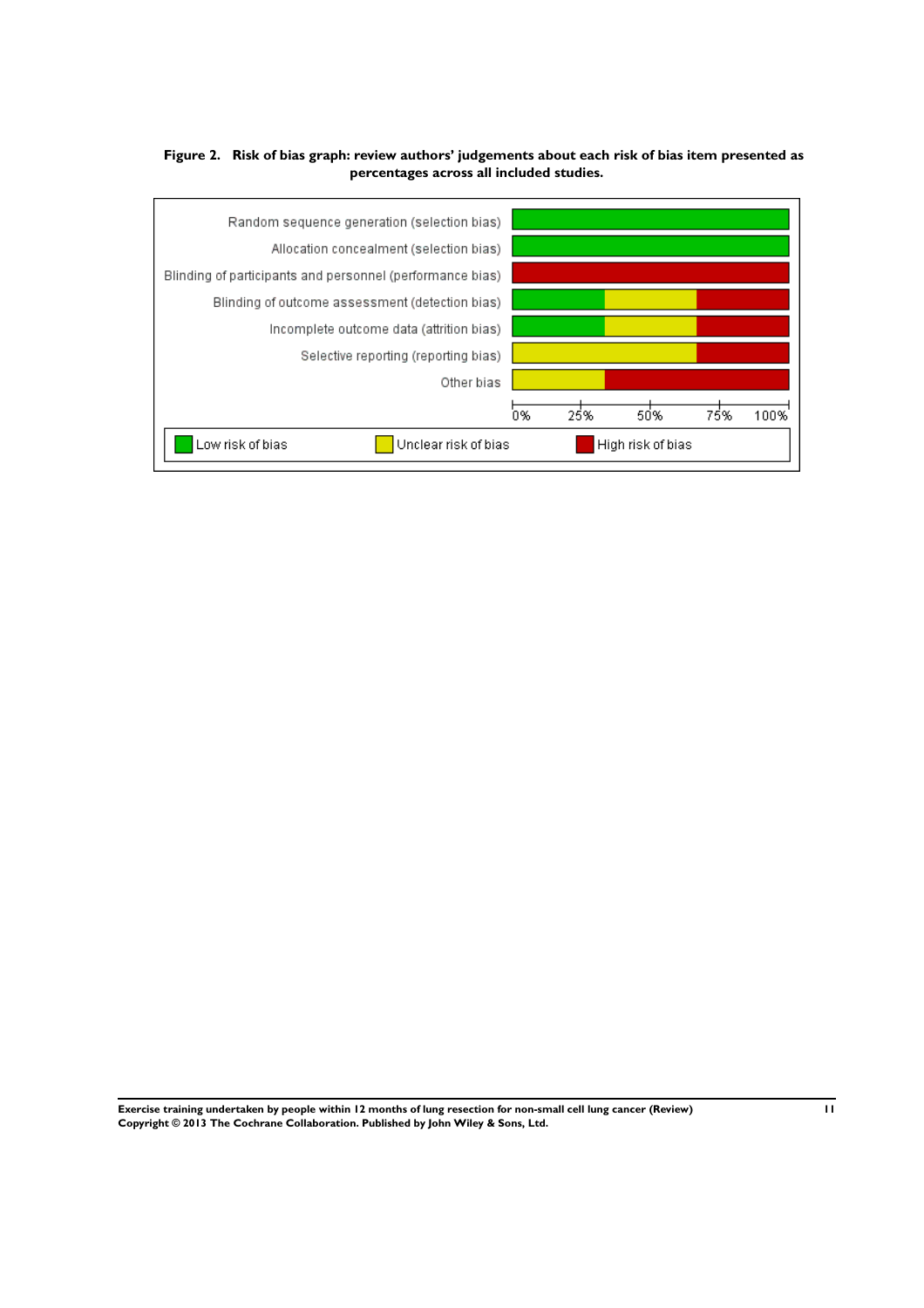**Figure 2. Risk of bias graph: review authors' judgements about each risk of bias item presented as percentages across all included studies.**

Random sequence generation (selection bias)

Allocation concealment (selection bias)

Blinding of participants and personnel (performance bias)

Blinding of outcome assessment (detection bias)

Incomplete outcome data (attrition bias)

Selective reporting (reporting bias)

Other bias

0% 25% 50% 75% 100%

Low risk of bias | Unclear risk of bias | High risk of bias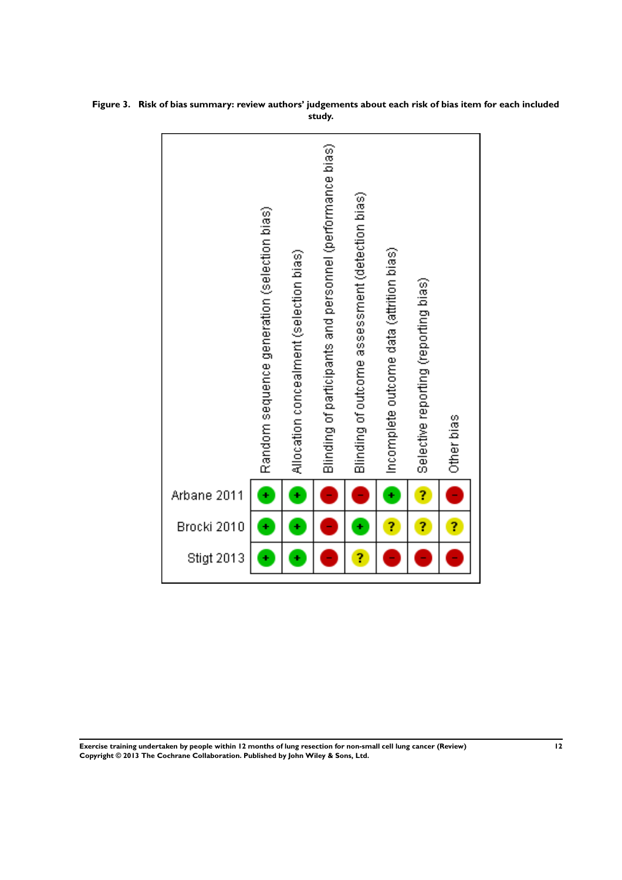**Figure 3. Risk of bias summary: review authors' judgements about each risk of bias item for each included study.**

| | Random sequence generation (selection bias) | Allocation concealment (selection bias) | Blinding of participants and personnel (performance bias) | Blinding of outcome assessment (detection bias) | Incomplete outcome data (attrition bias) | Selective reporting (reporting bias) | Other bias |
|---|---|---|---|---|---|---|---|
| Arbane 2011 | + | + | - | - | + | ? | - |
| Brocki 2010 | + | + | - | + | ? | ? | ? |
| Stigt 2013 | + | + | - | ? | - | - | - |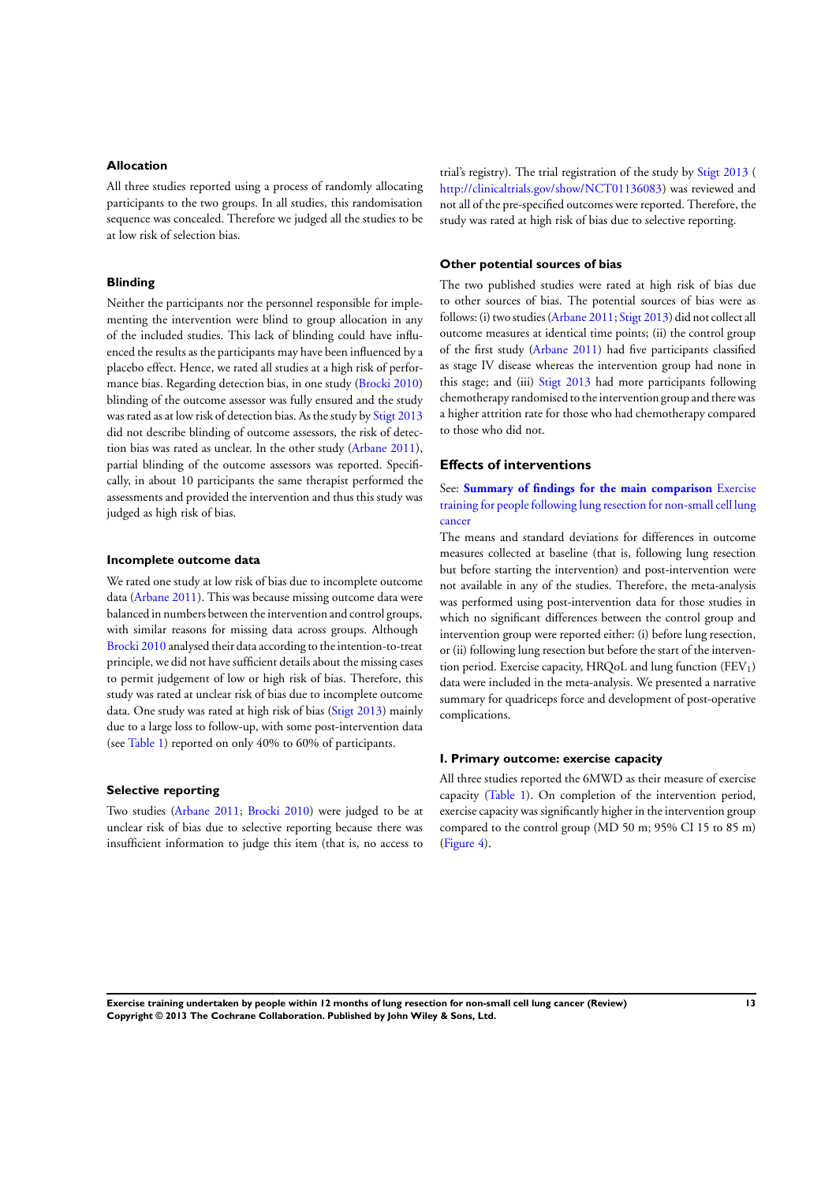### Allocation

All three studies reported using a process of randomly allocating participants to the two groups. In all studies, this randomisation sequence was concealed. Therefore we judged all the studies to be at low risk of selection bias.

### Blinding

Neither the participants nor the personnel responsible for implementing the intervention were blind to group allocation in any of the included studies. This lack of blinding could have influenced the results as the participants may have been influenced by a placebo effect. Hence, we rated all studies at a high risk of performance bias. Regarding detection bias, in one study (Brocki 2010) blinding of the outcome assessor was fully ensured and the study was rated as at low risk of detection bias. As the study by Stigt 2013 did not describe blinding of outcome assessors, the risk of detection bias was rated as unclear. In the other study (Arbane 2011), partial blinding of the outcome assessors was reported. Specifically, in about 10 participants the same therapist performed the assessments and provided the intervention and thus this study was judged as high risk of bias.

### Incomplete outcome data

We rated one study at low risk of bias due to incomplete outcome data (Arbane 2011). This was because missing outcome data were balanced in numbers between the intervention and control groups, with similar reasons for missing data across groups. Although Brocki 2010 analysed their data according to the intention-to-treat principle, we did not have sufficient details about the missing cases to permit judgement of low or high risk of bias. Therefore, this study was rated at unclear risk of bias due to incomplete outcome data. One study was rated at high risk of bias (Stigt 2013) mainly due to a large loss to follow-up, with some post-intervention data (see Table 1) reported on only 40% to 60% of participants.

### Selective reporting

Two studies (Arbane 2011; Brocki 2010) were judged to be at unclear risk of bias due to selective reporting because there was insufficient information to judge this item (that is, no access to trial's registry). The trial registration of the study by Stigt 2013 (http://clinicaltrials.gov/show/NCT01136083) was reviewed and not all of the pre-specified outcomes were reported. Therefore, the study was rated at high risk of bias due to selective reporting.

### Other potential sources of bias

The two published studies were rated at high risk of bias due to other sources of bias. The potential sources of bias were as follows: (i) two studies (Arbane 2011; Stigt 2013) did not collect all outcome measures at identical time points; (ii) the control group of the first study (Arbane 2011) had five participants classified as stage IV disease whereas the intervention group had none in this stage; and (iii) Stigt 2013 had more participants following chemotherapy randomised to the intervention group and there was a higher attrition rate for those who had chemotherapy compared to those who did not.

## Effects of interventions

See: **Summary of findings for the main comparison** Exercise training for people following lung resection for non-small cell lung cancer

The means and standard deviations for differences in outcome measures collected at baseline (that is, following lung resection but before starting the intervention) and post-intervention were not available in any of the studies. Therefore, the meta-analysis was performed using post-intervention data for those studies in which no significant differences between the control group and intervention group were reported either: (i) before lung resection, or (ii) following lung resection but before the start of the intervention period. Exercise capacity, HRQoL and lung function ($FEV_1$) data were included in the meta-analysis. We presented a narrative summary for quadriceps force and development of post-operative complications.

### I. Primary outcome: exercise capacity

All three studies reported the 6MWD as their measure of exercise capacity (Table 1). On completion of the intervention period, exercise capacity was significantly higher in the intervention group compared to the control group (MD 50 m; 95% CI 15 to 85 m) (Figure 4).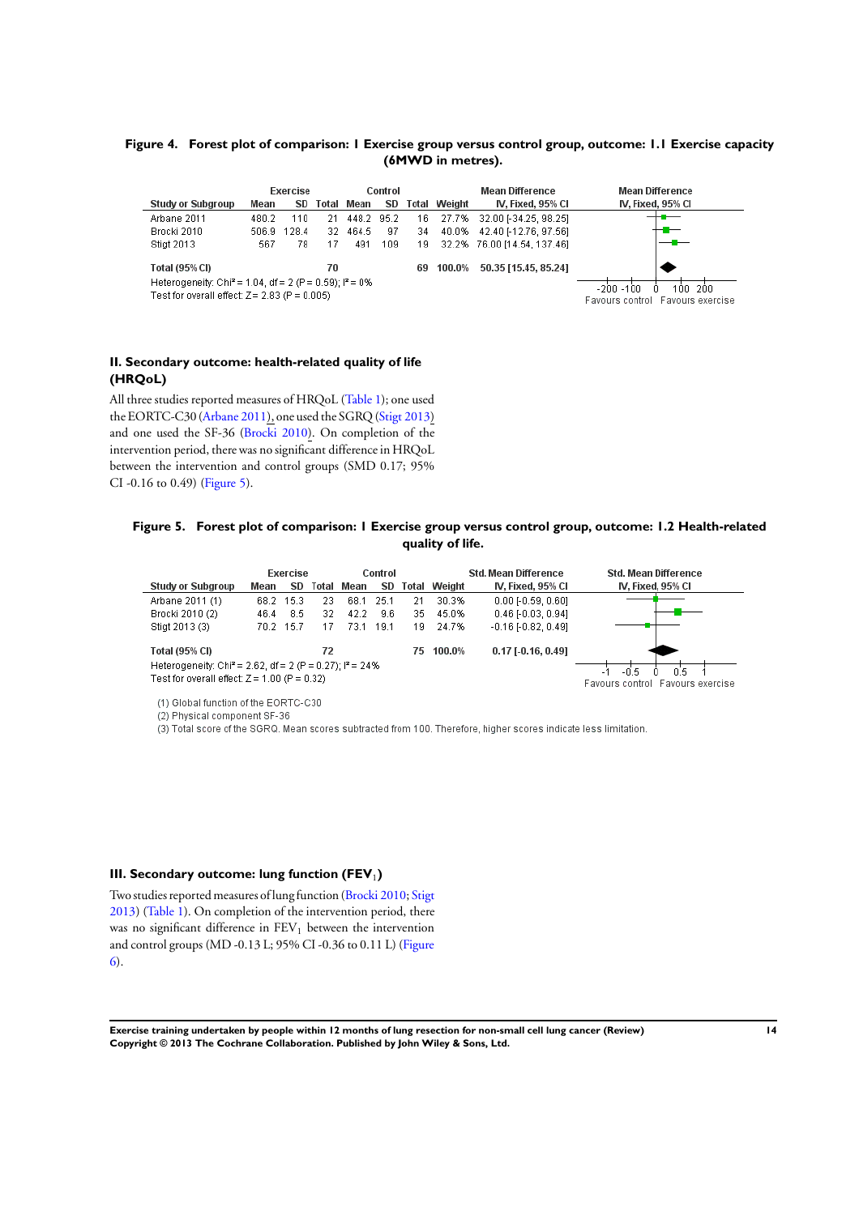**Figure 4. Forest plot of comparison: 1 Exercise group versus control group, outcome: 1.1 Exercise capacity (6MWD in metres).**

| Study or Subgroup | Exercise Mean | Exercise SD | Exercise Total | Control Mean | Control SD | Control Total | Weight | Mean Difference IV, Fixed, 95% CI |
|---|---|---|---|---|---|---|---|---|
| Arbane 2011 | 480.2 | 110 | 21 | 448.2 | 95.2 | 16 | 27.7% | 32.00 [-34.25, 98.25] |
| Brocki 2010 | 506.9 | 128.4 | 32 | 464.5 | 97 | 34 | 40.0% | 42.40 [-12.76, 97.56] |
| Stigt 2013 | 567 | 78 | 17 | 491 | 109 | 19 | 32.2% | 76.00 [14.54, 137.46] |
| **Total (95% CI)** | | | **70** | | | **69** | **100.0%** | **50.35 [15.45, 85.24]** |

Heterogeneity: $Chi^2 = 1.04$, $df = 2$ ($P = 0.59$); $I^2 = 0\%$

Test for overall effect: $Z = 2.83$ ($P = 0.005$)

Favours control | Favours exercise

### II. Secondary outcome: health-related quality of life (HRQoL)

All three studies reported measures of HRQoL (Table 1); one used the EORTC-C30 (Arbane 2011), one used the SGRQ (Stigt 2013) and one used the SF-36 (Brocki 2010). On completion of the intervention period, there was no significant difference in HRQoL between the intervention and control groups (SMD 0.17; 95% CI -0.16 to 0.49) (Figure 5).

**Figure 5. Forest plot of comparison: 1 Exercise group versus control group, outcome: 1.2 Health-related quality of life.**

| Study or Subgroup | Exercise Mean | Exercise SD | Exercise Total | Control Mean | Control SD | Control Total | Weight | Std. Mean Difference IV, Fixed, 95% CI |
|---|---|---|---|---|---|---|---|---|
| Arbane 2011 (1) | 68.2 | 15.3 | 23 | 68.1 | 25.1 | 21 | 30.3% | 0.00 [-0.59, 0.60] |
| Brocki 2010 (2) | 46.4 | 8.5 | 32 | 42.2 | 9.6 | 35 | 45.0% | 0.46 [-0.03, 0.94] |
| Stigt 2013 (3) | 70.2 | 15.7 | 17 | 73.1 | 19.1 | 19 | 24.7% | -0.16 [-0.82, 0.49] |
| **Total (95% CI)** | | | **72** | | | **75** | **100.0%** | **0.17 [-0.16, 0.49]** |

Heterogeneity: $Chi^2 = 2.62$, $df = 2$ ($P = 0.27$); $I^2 = 24\%$

Test for overall effect: $Z = 1.00$ ($P = 0.32$)

Favours control | Favours exercise

(1) Global function of the EORTC-C30

(2) Physical component SF-36

(3) Total score of the SGRQ. Mean scores subtracted from 100. Therefore, higher scores indicate less limitation.

### III. Secondary outcome: lung function ($FEV_1$)

Two studies reported measures of lung function (Brocki 2010; Stigt 2013) (Table 1). On completion of the intervention period, there was no significant difference in $FEV_1$ between the intervention and control groups (MD -0.13 L; 95% CI -0.36 to 0.11 L) (Figure 6).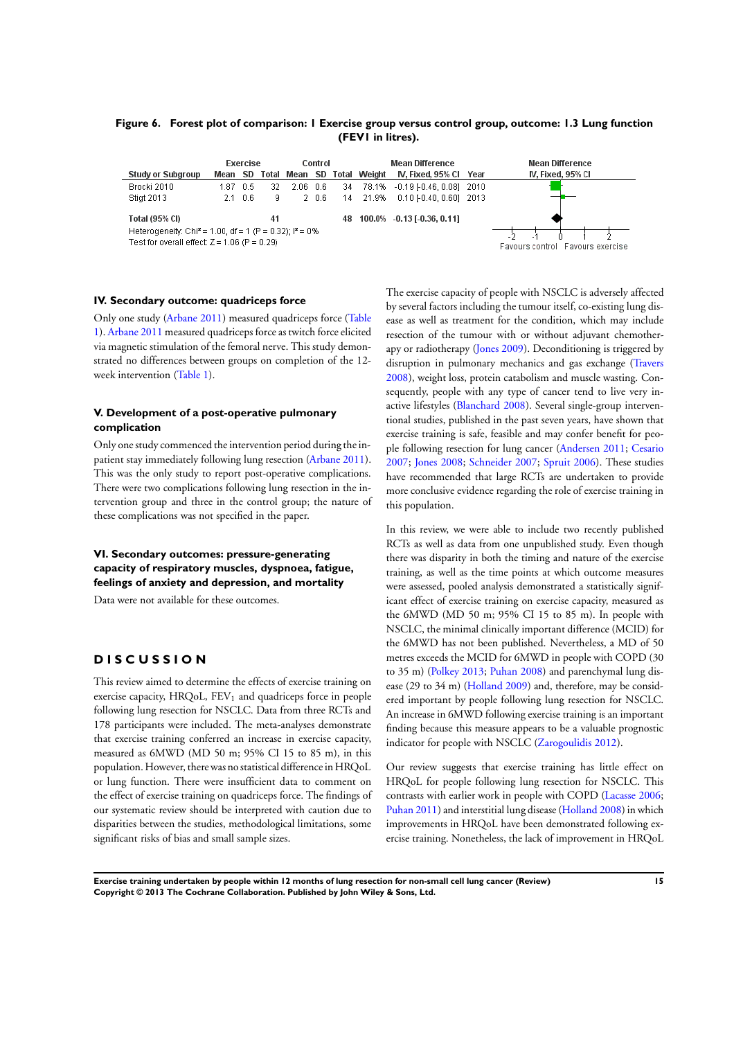**Figure 6. Forest plot of comparison: 1 Exercise group versus control group, outcome: 1.3 Lung function (FEV1 in litres).**

| Study or Subgroup | Exercise | | | Control | | | Weight | Mean Difference | Year |
|---|---|---|---|---|---|---|---|---|---|
| | Mean | SD | Total | Mean | SD | Total | | IV, Fixed, 95% CI | |
| Brocki 2010 | 1.87 | 0.5 | 32 | 2.06 | 0.6 | 34 | 78.1% | -0.19 [-0.46, 0.08] | 2010 |
| Stigt 2013 | 2.1 | 0.6 | 9 | 2 | 0.6 | 14 | 21.9% | 0.10 [-0.40, 0.60] | 2013 |
| **Total (95% CI)** | | | **41** | | | **48** | **100.0%** | **-0.13 [-0.36, 0.11]** | |

Heterogeneity: $Chi^2 = 1.00$, df = 1 (P = 0.32); $I^2 = 0\%$
Test for overall effect: Z = 1.06 (P = 0.29)

Favours control | Favours exercise

### IV. Secondary outcome: quadriceps force

Only one study (Arbane 2011) measured quadriceps force (Table 1). Arbane 2011 measured quadriceps force as twitch force elicited via magnetic stimulation of the femoral nerve. This study demonstrated no differences between groups on completion of the 12-week intervention (Table 1).

### V. Development of a post-operative pulmonary complication

Only one study commenced the intervention period during the inpatient stay immediately following lung resection (Arbane 2011). This was the only study to report post-operative complications. There were two complications following lung resection in the intervention group and three in the control group; the nature of these complications was not specified in the paper.

### VI. Secondary outcomes: pressure-generating capacity of respiratory muscles, dyspnoea, fatigue, feelings of anxiety and depression, and mortality

Data were not available for these outcomes.

# DISCUSSION

This review aimed to determine the effects of exercise training on exercise capacity, HRQoL, $FEV_1$ and quadriceps force in people following lung resection for NSCLC. Data from three RCTs and 178 participants were included. The meta-analyses demonstrate that exercise training conferred an increase in exercise capacity, measured as 6MWD (MD 50 m; 95% CI 15 to 85 m), in this population. However, there was no statistical difference in HRQoL or lung function. There were insufficient data to comment on the effect of exercise training on quadriceps force. The findings of our systematic review should be interpreted with caution due to disparities between the studies, methodological limitations, some significant risks of bias and small sample sizes.

The exercise capacity of people with NSCLC is adversely affected by several factors including the tumour itself, co-existing lung disease as well as treatment for the condition, which may include resection of the tumour with or without adjuvant chemotherapy or radiotherapy (Jones 2009). Deconditioning is triggered by disruption in pulmonary mechanics and gas exchange (Travers 2008), weight loss, protein catabolism and muscle wasting. Consequently, people with any type of cancer tend to live very inactive lifestyles (Blanchard 2008). Several single-group interventional studies, published in the past seven years, have shown that exercise training is safe, feasible and may confer benefit for people following resection for lung cancer (Andersen 2011; Cesario 2007; Jones 2008; Schneider 2007; Spruit 2006). These studies have recommended that large RCTs are undertaken to provide more conclusive evidence regarding the role of exercise training in this population.

In this review, we were able to include two recently published RCTs as well as data from one unpublished study. Even though there was disparity in both the timing and nature of the exercise training, as well as the time points at which outcome measures were assessed, pooled analysis demonstrated a statistically significant effect of exercise training on exercise capacity, measured as the 6MWD (MD 50 m; 95% CI 15 to 85 m). In people with NSCLC, the minimal clinically important difference (MCID) for the 6MWD has not been published. Nevertheless, a MD of 50 metres exceeds the MCID for 6MWD in people with COPD (30 to 35 m) (Polkey 2013; Puhan 2008) and parenchymal lung disease (29 to 34 m) (Holland 2009) and, therefore, may be considered important by people following resection for NSCLC. An increase in 6MWD following exercise training is an important finding because this measure appears to be a valuable prognostic indicator for people with NSCLC (Zarogoulidis 2012).

Our review suggests that exercise training has little effect on HRQoL for people following lung resection for NSCLC. This contrasts with earlier work in people with COPD (Lacasse 2006; Puhan 2011) and interstitial lung disease (Holland 2008) in which improvements in HRQoL have been demonstrated following exercise training. Nonetheless, the lack of improvement in HRQoL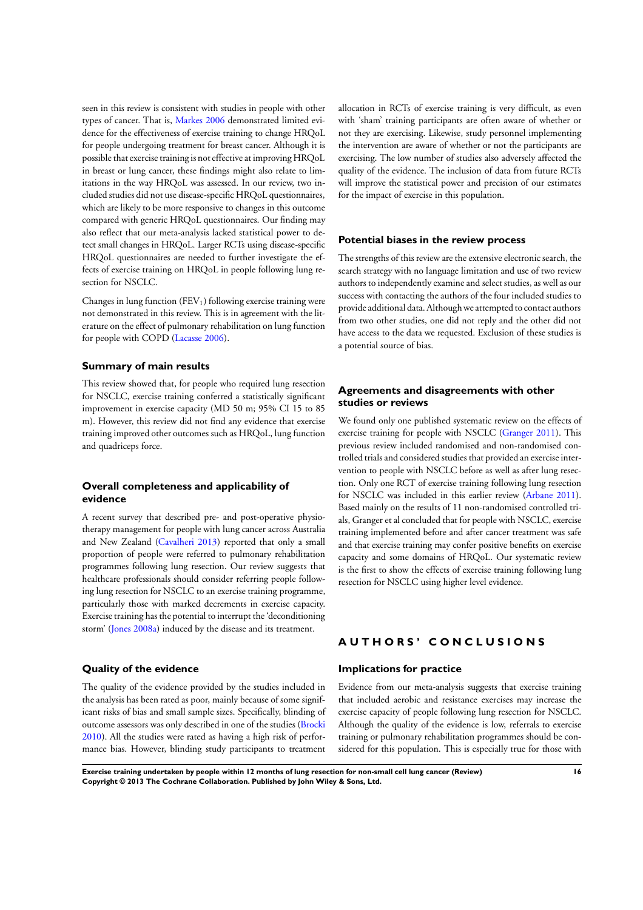seen in this review is consistent with studies in people with other types of cancer. That is, Markes 2006 demonstrated limited evidence for the effectiveness of exercise training to change HRQoL for people undergoing treatment for breast cancer. Although it is possible that exercise training is not effective at improving HRQoL in breast or lung cancer, these findings might also relate to limitations in the way HRQoL was assessed. In our review, two included studies did not use disease-specific HRQoL questionnaires, which are likely to be more responsive to changes in this outcome compared with generic HRQoL questionnaires. Our finding may also reflect that our meta-analysis lacked statistical power to detect small changes in HRQoL. Larger RCTs using disease-specific HRQoL questionnaires are needed to further investigate the effects of exercise training on HRQoL in people following lung resection for NSCLC.

Changes in lung function ($FEV_1$) following exercise training were not demonstrated in this review. This is in agreement with the literature on the effect of pulmonary rehabilitation on lung function for people with COPD (Lacasse 2006).

### Summary of main results

This review showed that, for people who required lung resection for NSCLC, exercise training conferred a statistically significant improvement in exercise capacity (MD 50 m; 95% CI 15 to 85 m). However, this review did not find any evidence that exercise training improved other outcomes such as HRQoL, lung function and quadriceps force.

### Overall completeness and applicability of evidence

A recent survey that described pre- and post-operative physiotherapy management for people with lung cancer across Australia and New Zealand (Cavalheri 2013) reported that only a small proportion of people were referred to pulmonary rehabilitation programmes following lung resection. Our review suggests that healthcare professionals should consider referring people following lung resection for NSCLC to an exercise training programme, particularly those with marked decrements in exercise capacity. Exercise training has the potential to interrupt the 'deconditioning storm' (Jones 2008a) induced by the disease and its treatment.

### Quality of the evidence

The quality of the evidence provided by the studies included in the analysis has been rated as poor, mainly because of some significant risks of bias and small sample sizes. Specifically, blinding of outcome assessors was only described in one of the studies (Brocki 2010). All the studies were rated as having a high risk of performance bias. However, blinding study participants to treatment allocation in RCTs of exercise training is very difficult, as even with 'sham' training participants are often aware of whether or not they are exercising. Likewise, study personnel implementing the intervention are aware of whether or not the participants are exercising. The low number of studies also adversely affected the quality of the evidence. The inclusion of data from future RCTs will improve the statistical power and precision of our estimates for the impact of exercise in this population.

### Potential biases in the review process

The strengths of this review are the extensive electronic search, the search strategy with no language limitation and use of two review authors to independently examine and select studies, as well as our success with contacting the authors of the four included studies to provide additional data. Although we attempted to contact authors from two other studies, one did not reply and the other did not have access to the data we requested. Exclusion of these studies is a potential source of bias.

### Agreements and disagreements with other studies or reviews

We found only one published systematic review on the effects of exercise training for people with NSCLC (Granger 2011). This previous review included randomised and non-randomised controlled trials and considered studies that provided an exercise intervention to people with NSCLC before as well as after lung resection. Only one RCT of exercise training following lung resection for NSCLC was included in this earlier review (Arbane 2011). Based mainly on the results of 11 non-randomised controlled trials, Granger et al concluded that for people with NSCLC, exercise training implemented before and after cancer treatment was safe and that exercise training may confer positive benefits on exercise capacity and some domains of HRQoL. Our systematic review is the first to show the effects of exercise training following lung resection for NSCLC using higher level evidence.

## AUTHORS' CONCLUSIONS

### Implications for practice

Evidence from our meta-analysis suggests that exercise training that included aerobic and resistance exercises may increase the exercise capacity of people following lung resection for NSCLC. Although the quality of the evidence is low, referrals to exercise training or pulmonary rehabilitation programmes should be considered for this population. This is especially true for those with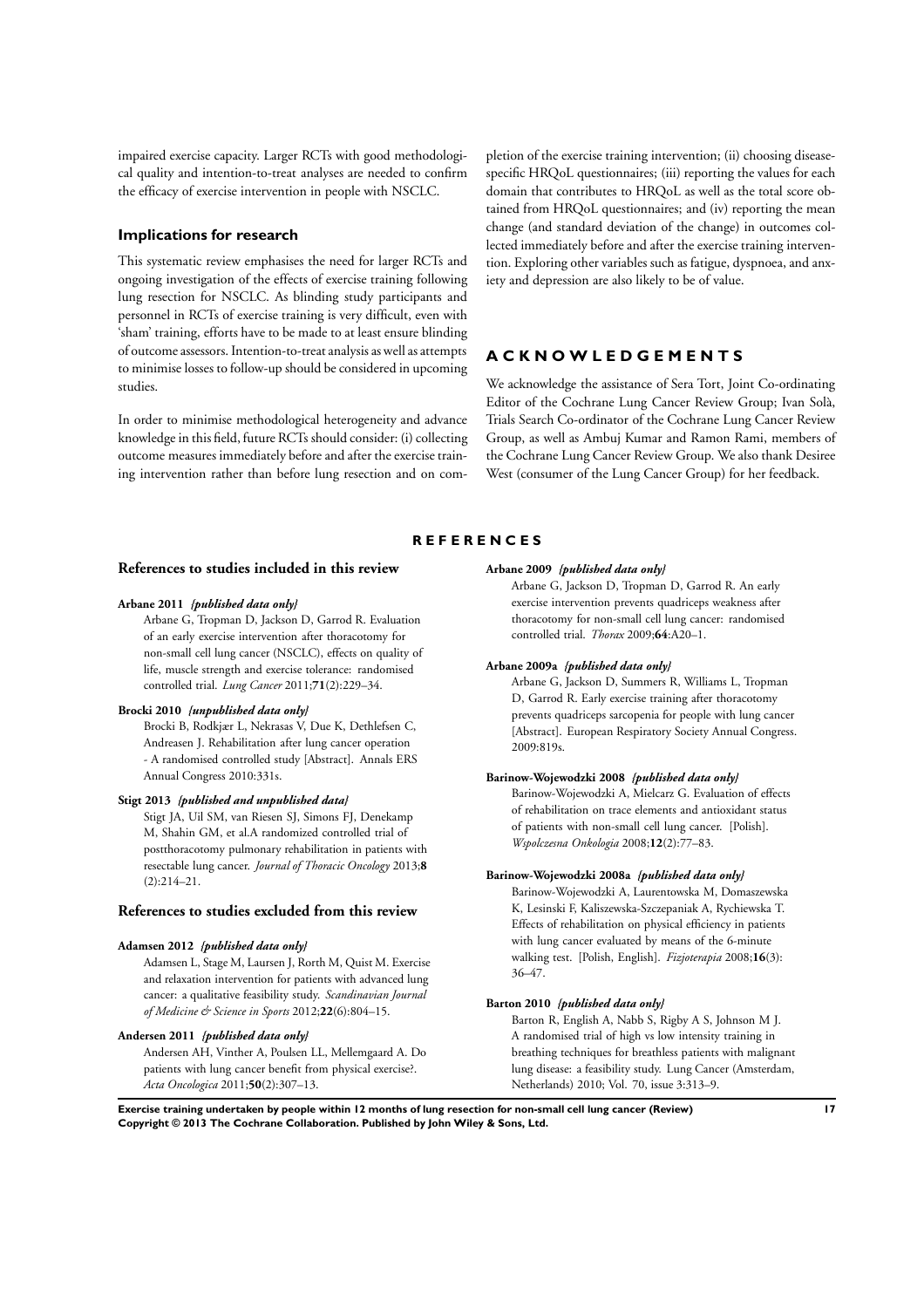impaired exercise capacity. Larger RCTs with good methodological quality and intention-to-treat analyses are needed to confirm the efficacy of exercise intervention in people with NSCLC.

### Implications for research

This systematic review emphasises the need for larger RCTs and ongoing investigation of the effects of exercise training following lung resection for NSCLC. As blinding study participants and personnel in RCTs of exercise training is very difficult, even with 'sham' training, efforts have to be made to at least ensure blinding of outcome assessors. Intention-to-treat analysis as well as attempts to minimise losses to follow-up should be considered in upcoming studies.

In order to minimise methodological heterogeneity and advance knowledge in this field, future RCTs should consider: (i) collecting outcome measures immediately before and after the exercise training intervention rather than before lung resection and on completion of the exercise training intervention; (ii) choosing disease-specific HRQoL questionnaires; (iii) reporting the values for each domain that contributes to HRQoL as well as the total score obtained from HRQoL questionnaires; and (iv) reporting the mean change (and standard deviation of the change) in outcomes collected immediately before and after the exercise training intervention. Exploring other variables such as fatigue, dyspnoea, and anxiety and depression are also likely to be of value.

# ACKNOWLEDGEMENTS

We acknowledge the assistance of Sera Tort, Joint Co-ordinating Editor of the Cochrane Lung Cancer Review Group; Ivan Solà, Trials Search Co-ordinator of the Cochrane Lung Cancer Review Group, as well as Ambuj Kumar and Ramon Rami, members of the Cochrane Lung Cancer Review Group. We also thank Desiree West (consumer of the Lung Cancer Group) for her feedback.

# REFERENCES

### References to studies included in this review

**Arbane 2011** *{published data only}*
Arbane G, Tropman D, Jackson D, Garrod R. Evaluation of an early exercise intervention after thoracotomy for non-small cell lung cancer (NSCLC), effects on quality of life, muscle strength and exercise tolerance: randomised controlled trial. *Lung Cancer* 2011;**71**(2):229–34.

**Brocki 2010** *{unpublished data only}*
Brocki B, Rodkjær L, Nekrasas V, Due K, Dethlefsen C, Andreasen J. Rehabilitation after lung cancer operation - A randomised controlled study [Abstract]. Annals ERS Annual Congress 2010:331s.

**Stigt 2013** *{published and unpublished data}*
Stigt JA, Uil SM, van Riesen SJ, Simons FJ, Denekamp M, Shahin GM, et al.A randomized controlled trial of postthoracotomy pulmonary rehabilitation in patients with resectable lung cancer. *Journal of Thoracic Oncology* 2013;**8**(2):214–21.

### References to studies excluded from this review

**Adamsen 2012** *{published data only}*
Adamsen L, Stage M, Laursen J, Rorth M, Quist M. Exercise and relaxation intervention for patients with advanced lung cancer: a qualitative feasibility study. *Scandinavian Journal of Medicine & Science in Sports* 2012;**22**(6):804–15.

**Andersen 2011** *{published data only}*
Andersen AH, Vinther A, Poulsen LL, Mellemgaard A. Do patients with lung cancer benefit from physical exercise?. *Acta Oncologica* 2011;**50**(2):307–13.

**Arbane 2009** *{published data only}*
Arbane G, Jackson D, Tropman D, Garrod R. An early exercise intervention prevents quadriceps weakness after thoracotomy for non-small cell lung cancer: randomised controlled trial. *Thorax* 2009;**64**:A20–1.

**Arbane 2009a** *{published data only}*
Arbane G, Jackson D, Summers R, Williams L, Tropman D, Garrod R. Early exercise training after thoracotomy prevents quadriceps sarcopenia for people with lung cancer [Abstract]. European Respiratory Society Annual Congress. 2009:819s.

**Barinow-Wojewodzki 2008** *{published data only}*
Barinow-Wojewodzki A, Mielcarz G. Evaluation of effects of rehabilitation on trace elements and antioxidant status of patients with non-small cell lung cancer. [Polish]. *Wspolczesna Onkologia* 2008;**12**(2):77–83.

**Barinow-Wojewodzki 2008a** *{published data only}*
Barinow-Wojewodzki A, Laurentowska M, Domaszewska K, Lesinski F, Kaliszewska-Szczepaniak A, Rychiewska T. Effects of rehabilitation on physical efficiency in patients with lung cancer evaluated by means of the 6-minute walking test. [Polish, English]. *Fizjoterapia* 2008;**16**(3): 36–47.

**Barton 2010** *{published data only}*
Barton R, English A, Nabb S, Rigby A S, Johnson M J. A randomised trial of high vs low intensity training in breathing techniques for breathless patients with malignant lung disease: a feasibility study. Lung Cancer (Amsterdam, Netherlands) 2010; Vol. 70, issue 3:313–9.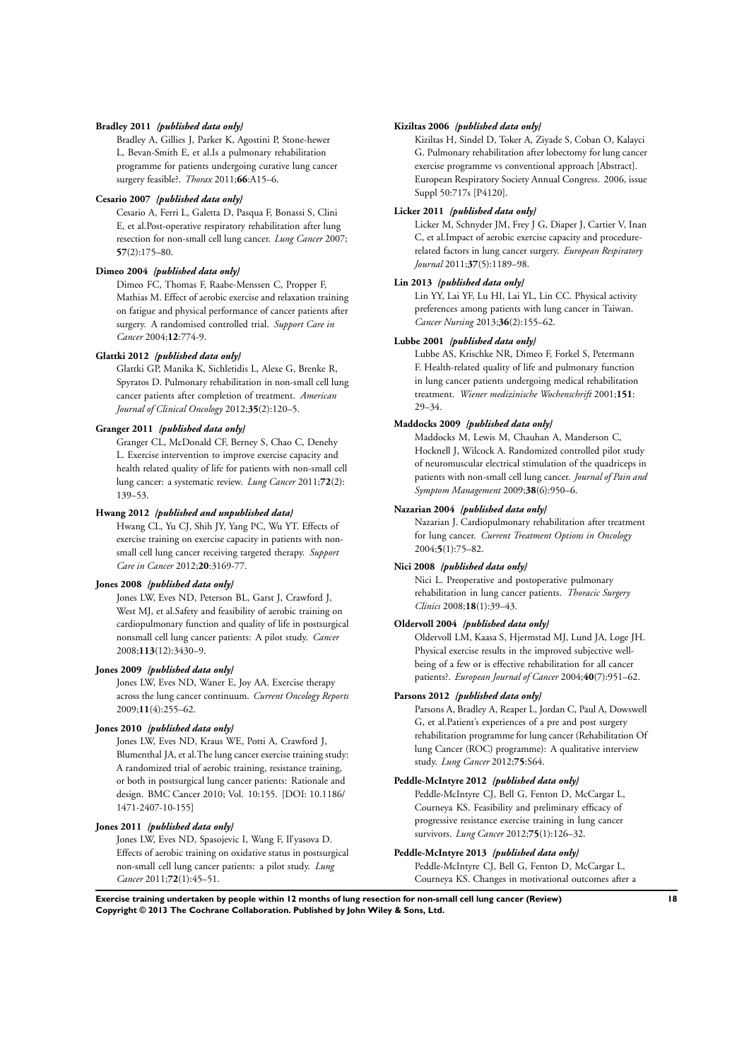**Bradley 2011** *{published data only}*

Bradley A, Gillies J, Parker K, Agostini P, Stone-hewer L, Bevan-Smith E, et al.Is a pulmonary rehabilitation programme for patients undergoing curative lung cancer surgery feasible?. *Thorax* 2011;**66**:A15–6.

**Cesario 2007** *{published data only}*

Cesario A, Ferri L, Galetta D, Pasqua F, Bonassi S, Clini E, et al.Post-operative respiratory rehabilitation after lung resection for non-small cell lung cancer. *Lung Cancer* 2007; **57**(2):175–80.

**Dimeo 2004** *{published data only}*

Dimeo FC, Thomas F, Raabe-Menssen C, Propper F, Mathias M. Effect of aerobic exercise and relaxation training on fatigue and physical performance of cancer patients after surgery. A randomised controlled trial. *Support Care in Cancer* 2004;**12**:774-9.

**Glattki 2012** *{published data only}*

Glattki GP, Manika K, Sichletidis L, Alexe G, Brenke R, Spyratos D. Pulmonary rehabilitation in non-small cell lung cancer patients after completion of treatment. *American Journal of Clinical Oncology* 2012;**35**(2):120–5.

**Granger 2011** *{published data only}*

Granger CL, McDonald CF, Berney S, Chao C, Denehy L. Exercise intervention to improve exercise capacity and health related quality of life for patients with non-small cell lung cancer: a systematic review. *Lung Cancer* 2011;**72**(2): 139–53.

**Hwang 2012** *{published and unpublished data}*

Hwang CL, Yu CJ, Shih JY, Yang PC, Wu YT. Effects of exercise training on exercise capacity in patients with non-small cell lung cancer receiving targeted therapy. *Support Care in Cancer* 2012;**20**:3169-77.

**Jones 2008** *{published data only}*

Jones LW, Eves ND, Peterson BL, Garst J, Crawford J, West MJ, et al.Safety and feasibility of aerobic training on cardiopulmonary function and quality of life in postsurgical nonsmall cell lung cancer patients: A pilot study. *Cancer* 2008;**113**(12):3430–9.

**Jones 2009** *{published data only}*

Jones LW, Eves ND, Waner E, Joy AA. Exercise therapy across the lung cancer continuum. *Current Oncology Reports* 2009;**11**(4):255–62.

**Jones 2010** *{published data only}*

Jones LW, Eves ND, Kraus WE, Potti A, Crawford J, Blumenthal JA, et al.The lung cancer exercise training study: A randomized trial of aerobic training, resistance training, or both in postsurgical lung cancer patients: Rationale and design. BMC Cancer 2010; Vol. 10:155. [DOI: 10.1186/1471-2407-10-155]

**Jones 2011** *{published data only}*

Jones LW, Eves ND, Spasojevic I, Wang F, Il'yasova D. Effects of aerobic training on oxidative status in postsurgical non-small cell lung cancer patients: a pilot study. *Lung Cancer* 2011;**72**(1):45–51.

**Kiziltas 2006** *{published data only}*

Kiziltas H, Sindel D, Toker A, Ziyade S, Coban O, Kalayci G. Pulmonary rehabilitation after lobectomy for lung cancer exercise programme vs conventional approach [Abstract]. European Respiratory Society Annual Congress. 2006, issue Suppl 50:717s [P4120].

**Licker 2011** *{published data only}*

Licker M, Schnyder JM, Frey J G, Diaper J, Cartier V, Inan C, et al.Impact of aerobic exercise capacity and procedure-related factors in lung cancer surgery. *European Respiratory Journal* 2011;**37**(5):1189–98.

**Lin 2013** *{published data only}*

Lin YY, Lai YF, Lu HI, Lai YL, Lin CC. Physical activity preferences among patients with lung cancer in Taiwan. *Cancer Nursing* 2013;**36**(2):155–62.

**Lubbe 2001** *{published data only}*

Lubbe AS, Krischke NR, Dimeo F, Forkel S, Petermann F. Health-related quality of life and pulmonary function in lung cancer patients undergoing medical rehabilitation treatment. *Wiener medizinische Wochenschrift* 2001;**151**: 29–34.

**Maddocks 2009** *{published data only}*

Maddocks M, Lewis M, Chauhan A, Manderson C, Hocknell J, Wilcock A. Randomized controlled pilot study of neuromuscular electrical stimulation of the quadriceps in patients with non-small cell lung cancer. *Journal of Pain and Symptom Management* 2009;**38**(6):950–6.

**Nazarian 2004** *{published data only}*

Nazarian J. Cardiopulmonary rehabilitation after treatment for lung cancer. *Current Treatment Options in Oncology* 2004;**5**(1):75–82.

**Nici 2008** *{published data only}*

Nici L. Preoperative and postoperative pulmonary rehabilitation in lung cancer patients. *Thoracic Surgery Clinics* 2008;**18**(1):39–43.

**Oldervoll 2004** *{published data only}*

Oldervoll LM, Kaasa S, Hjermstad MJ, Lund JA, Loge JH. Physical exercise results in the improved subjective well-being of a few or is effective rehabilitation for all cancer patients?. *European Journal of Cancer* 2004;**40**(7):951–62.

**Parsons 2012** *{published data only}*

Parsons A, Bradley A, Reaper L, Jordan C, Paul A, Dowswell G, et al.Patient's experiences of a pre and post surgery rehabilitation programme for lung cancer (Rehabilitation Of lung Cancer (ROC) programme): A qualitative interview study. *Lung Cancer* 2012;**75**:S64.

**Peddle-McIntyre 2012** *{published data only}*

Peddle-McIntyre CJ, Bell G, Fenton D, McCargar L, Courneya KS. Feasibility and preliminary efficacy of progressive resistance exercise training in lung cancer survivors. *Lung Cancer* 2012;**75**(1):126–32.

**Peddle-McIntyre 2013** *{published data only}*

Peddle-McIntyre CJ, Bell G, Fenton D, McCargar L, Courneya KS. Changes in motivational outcomes after a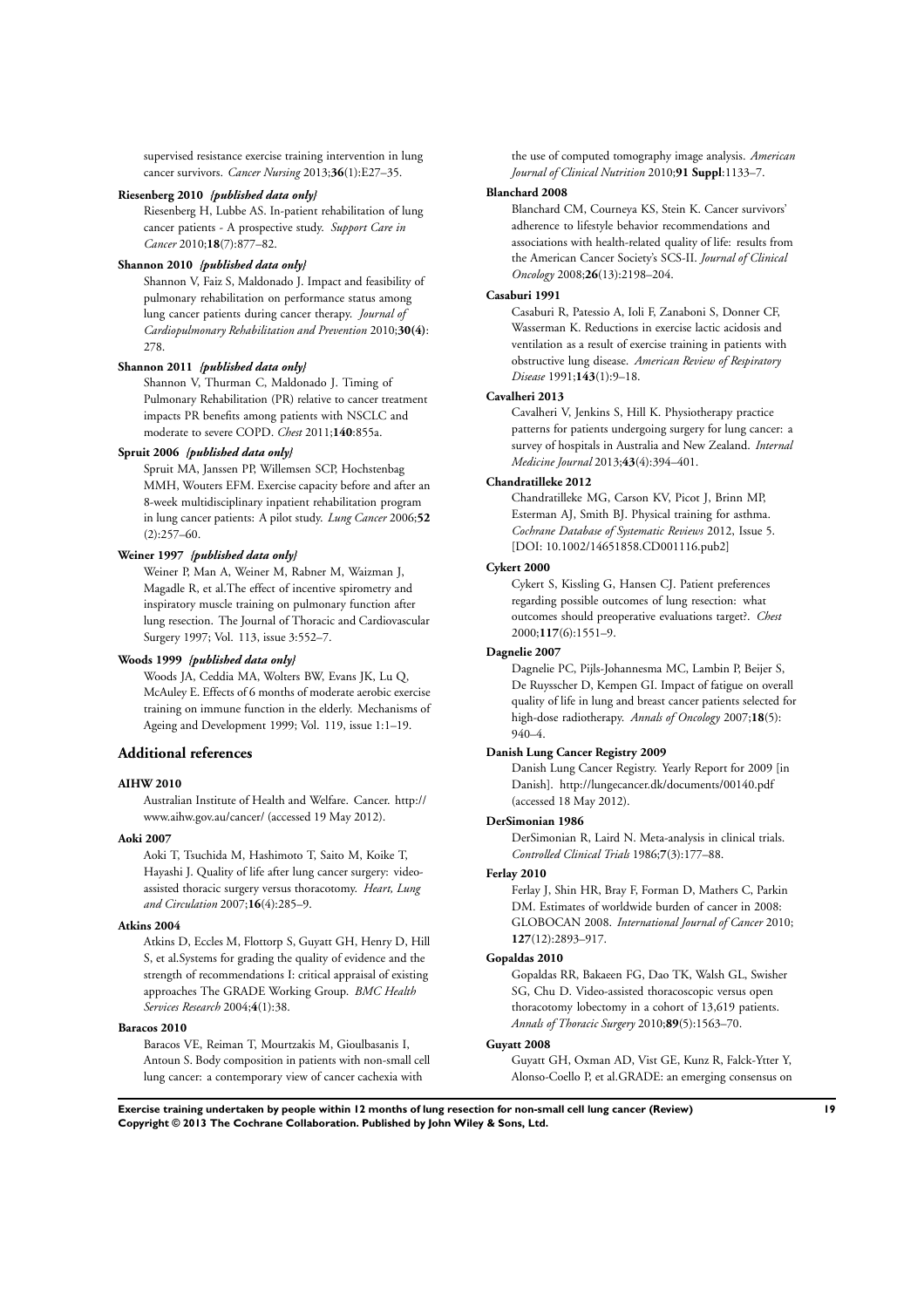supervised resistance exercise training intervention in lung cancer survivors. *Cancer Nursing* 2013;**36**(1):E27–35.

**Riesenberg 2010** *{published data only}*

Riesenberg H, Lubbe AS. In-patient rehabilitation of lung cancer patients - A prospective study. *Support Care in Cancer* 2010;**18**(7):877–82.

**Shannon 2010** *{published data only}*

Shannon V, Faiz S, Maldonado J. Impact and feasibility of pulmonary rehabilitation on performance status among lung cancer patients during cancer therapy. *Journal of Cardiopulmonary Rehabilitation and Prevention* 2010;**30(4)**: 278.

**Shannon 2011** *{published data only}*

Shannon V, Thurman C, Maldonado J. Timing of Pulmonary Rehabilitation (PR) relative to cancer treatment impacts PR benefits among patients with NSCLC and moderate to severe COPD. *Chest* 2011;**140**:855a.

**Spruit 2006** *{published data only}*

Spruit MA, Janssen PP, Willemsen SCP, Hochstenbag MMH, Wouters EFM. Exercise capacity before and after an 8-week multidisciplinary inpatient rehabilitation program in lung cancer patients: A pilot study. *Lung Cancer* 2006;**52** (2):257–60.

**Weiner 1997** *{published data only}*

Weiner P, Man A, Weiner M, Rabner M, Waizman J, Magadle R, et al.The effect of incentive spirometry and inspiratory muscle training on pulmonary function after lung resection. The Journal of Thoracic and Cardiovascular Surgery 1997; Vol. 113, issue 3:552–7.

**Woods 1999** *{published data only}*

Woods JA, Ceddia MA, Wolters BW, Evans JK, Lu Q, McAuley E. Effects of 6 months of moderate aerobic exercise training on immune function in the elderly. Mechanisms of Ageing and Development 1999; Vol. 119, issue 1:1–19.

## Additional references

**AIHW 2010**

Australian Institute of Health and Welfare. Cancer. http://www.aihw.gov.au/cancer/ (accessed 19 May 2012).

**Aoki 2007**

Aoki T, Tsuchida M, Hashimoto T, Saito M, Koike T, Hayashi J. Quality of life after lung cancer surgery: video-assisted thoracic surgery versus thoracotomy. *Heart, Lung and Circulation* 2007;**16**(4):285–9.

**Atkins 2004**

Atkins D, Eccles M, Flottorp S, Guyatt GH, Henry D, Hill S, et al.Systems for grading the quality of evidence and the strength of recommendations I: critical appraisal of existing approaches The GRADE Working Group. *BMC Health Services Research* 2004;**4**(1):38.

**Baracos 2010**

Baracos VE, Reiman T, Mourtzakis M, Gioulbasanis I, Antoun S. Body composition in patients with non-small cell lung cancer: a contemporary view of cancer cachexia with the use of computed tomography image analysis. *American Journal of Clinical Nutrition* 2010;**91 Suppl**:1133–7.

**Blanchard 2008**

Blanchard CM, Courneya KS, Stein K. Cancer survivors' adherence to lifestyle behavior recommendations and associations with health-related quality of life: results from the American Cancer Society's SCS-II. *Journal of Clinical Oncology* 2008;**26**(13):2198–204.

**Casaburi 1991**

Casaburi R, Patessio A, Ioli F, Zanaboni S, Donner CF, Wasserman K. Reductions in exercise lactic acidosis and ventilation as a result of exercise training in patients with obstructive lung disease. *American Review of Respiratory Disease* 1991;**143**(1):9–18.

**Cavalheri 2013**

Cavalheri V, Jenkins S, Hill K. Physiotherapy practice patterns for patients undergoing surgery for lung cancer: a survey of hospitals in Australia and New Zealand. *Internal Medicine Journal* 2013;**43**(4):394–401.

**Chandratilleke 2012**

Chandratilleke MG, Carson KV, Picot J, Brinn MP, Esterman AJ, Smith BJ. Physical training for asthma. *Cochrane Database of Systematic Reviews* 2012, Issue 5. [DOI: 10.1002/14651858.CD001116.pub2]

**Cykert 2000**

Cykert S, Kissling G, Hansen CJ. Patient preferences regarding possible outcomes of lung resection: what outcomes should preoperative evaluations target?. *Chest* 2000;**117**(6):1551–9.

**Dagnelie 2007**

Dagnelie PC, Pijls-Johannesma MC, Lambin P, Beijer S, De Ruysscher D, Kempen GI. Impact of fatigue on overall quality of life in lung and breast cancer patients selected for high-dose radiotherapy. *Annals of Oncology* 2007;**18**(5): 940–4.

**Danish Lung Cancer Registry 2009**

Danish Lung Cancer Registry. Yearly Report for 2009 [in Danish]. http://lungecancer.dk/documents/00140.pdf (accessed 18 May 2012).

**DerSimonian 1986**

DerSimonian R, Laird N. Meta-analysis in clinical trials. *Controlled Clinical Trials* 1986;**7**(3):177–88.

**Ferlay 2010**

Ferlay J, Shin HR, Bray F, Forman D, Mathers C, Parkin DM. Estimates of worldwide burden of cancer in 2008: GLOBOCAN 2008. *International Journal of Cancer* 2010; **127**(12):2893–917.

**Gopaldas 2010**

Gopaldas RR, Bakaeen FG, Dao TK, Walsh GL, Swisher SG, Chu D. Video-assisted thoracoscopic versus open thoracotomy lobectomy in a cohort of 13,619 patients. *Annals of Thoracic Surgery* 2010;**89**(5):1563–70.

**Guyatt 2008**

Guyatt GH, Oxman AD, Vist GE, Kunz R, Falck-Ytter Y, Alonso-Coello P, et al.GRADE: an emerging consensus on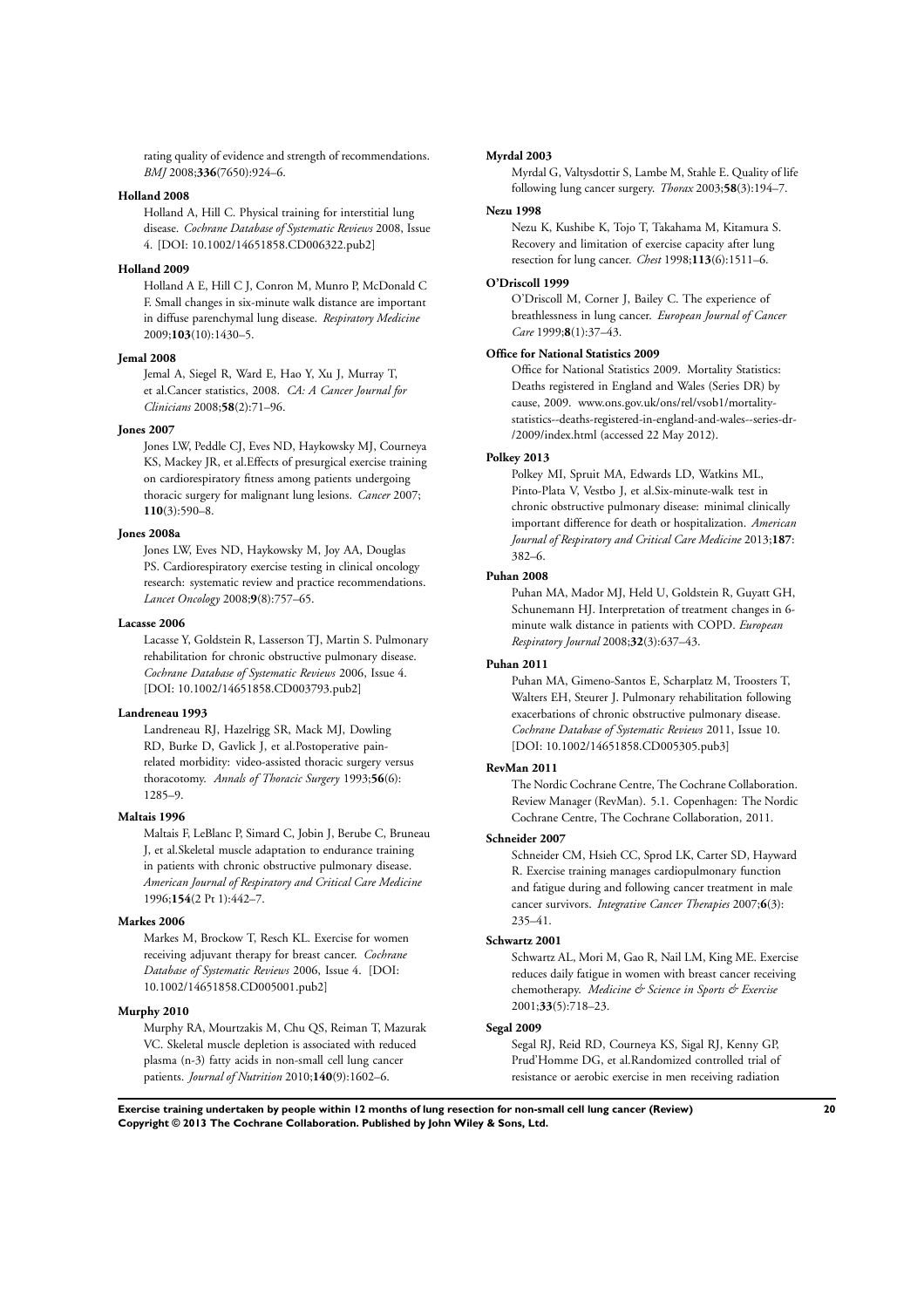rating quality of evidence and strength of recommendations. *BMJ* 2008;**336**(7650):924–6.

**Holland 2008**

Holland A, Hill C. Physical training for interstitial lung disease. *Cochrane Database of Systematic Reviews* 2008, Issue 4. [DOI: 10.1002/14651858.CD006322.pub2]

**Holland 2009**

Holland A E, Hill C J, Conron M, Munro P, McDonald C F. Small changes in six-minute walk distance are important in diffuse parenchymal lung disease. *Respiratory Medicine* 2009;**103**(10):1430–5.

**Jemal 2008**

Jemal A, Siegel R, Ward E, Hao Y, Xu J, Murray T, et al.Cancer statistics, 2008. *CA: A Cancer Journal for Clinicians* 2008;**58**(2):71–96.

**Jones 2007**

Jones LW, Peddle CJ, Eves ND, Haykowsky MJ, Courneya KS, Mackey JR, et al.Effects of presurgical exercise training on cardiorespiratory fitness among patients undergoing thoracic surgery for malignant lung lesions. *Cancer* 2007; **110**(3):590–8.

**Jones 2008a**

Jones LW, Eves ND, Haykowsky M, Joy AA, Douglas PS. Cardiorespiratory exercise testing in clinical oncology research: systematic review and practice recommendations. *Lancet Oncology* 2008;**9**(8):757–65.

**Lacasse 2006**

Lacasse Y, Goldstein R, Lasserson TJ, Martin S. Pulmonary rehabilitation for chronic obstructive pulmonary disease. *Cochrane Database of Systematic Reviews* 2006, Issue 4. [DOI: 10.1002/14651858.CD003793.pub2]

**Landreneau 1993**

Landreneau RJ, Hazelrigg SR, Mack MJ, Dowling RD, Burke D, Gavlick J, et al.Postoperative pain-related morbidity: video-assisted thoracic surgery versus thoracotomy. *Annals of Thoracic Surgery* 1993;**56**(6): 1285–9.

**Maltais 1996**

Maltais F, LeBlanc P, Simard C, Jobin J, Berube C, Bruneau J, et al.Skeletal muscle adaptation to endurance training in patients with chronic obstructive pulmonary disease. *American Journal of Respiratory and Critical Care Medicine* 1996;**154**(2 Pt 1):442–7.

**Markes 2006**

Markes M, Brockow T, Resch KL. Exercise for women receiving adjuvant therapy for breast cancer. *Cochrane Database of Systematic Reviews* 2006, Issue 4. [DOI: 10.1002/14651858.CD005001.pub2]

**Murphy 2010**

Murphy RA, Mourtzakis M, Chu QS, Reiman T, Mazurak VC. Skeletal muscle depletion is associated with reduced plasma (n-3) fatty acids in non-small cell lung cancer patients. *Journal of Nutrition* 2010;**140**(9):1602–6.

**Myrdal 2003**

Myrdal G, Valtysdottir S, Lambe M, Stahle E. Quality of life following lung cancer surgery. *Thorax* 2003;**58**(3):194–7.

**Nezu 1998**

Nezu K, Kushibe K, Tojo T, Takahama M, Kitamura S. Recovery and limitation of exercise capacity after lung resection for lung cancer. *Chest* 1998;**113**(6):1511–6.

**O'Driscoll 1999**

O'Driscoll M, Corner J, Bailey C. The experience of breathlessness in lung cancer. *European Journal of Cancer Care* 1999;**8**(1):37–43.

**Office for National Statistics 2009**

Office for National Statistics 2009. Mortality Statistics: Deaths registered in England and Wales (Series DR) by cause, 2009. www.ons.gov.uk/ons/rel/vsob1/mortality-statistics--deaths-registered-in-england-and-wales--series-dr-/2009/index.html (accessed 22 May 2012).

**Polkey 2013**

Polkey MI, Spruit MA, Edwards LD, Watkins ML, Pinto-Plata V, Vestbo J, et al.Six-minute-walk test in chronic obstructive pulmonary disease: minimal clinically important difference for death or hospitalization. *American Journal of Respiratory and Critical Care Medicine* 2013;**187**: 382–6.

**Puhan 2008**

Puhan MA, Mador MJ, Held U, Goldstein R, Guyatt GH, Schunemann HJ. Interpretation of treatment changes in 6-minute walk distance in patients with COPD. *European Respiratory Journal* 2008;**32**(3):637–43.

**Puhan 2011**

Puhan MA, Gimeno-Santos E, Scharplatz M, Troosters T, Walters EH, Steurer J. Pulmonary rehabilitation following exacerbations of chronic obstructive pulmonary disease. *Cochrane Database of Systematic Reviews* 2011, Issue 10. [DOI: 10.1002/14651858.CD005305.pub3]

**RevMan 2011**

The Nordic Cochrane Centre, The Cochrane Collaboration. Review Manager (RevMan). 5.1. Copenhagen: The Nordic Cochrane Centre, The Cochrane Collaboration, 2011.

**Schneider 2007**

Schneider CM, Hsieh CC, Sprod LK, Carter SD, Hayward R. Exercise training manages cardiopulmonary function and fatigue during and following cancer treatment in male cancer survivors. *Integrative Cancer Therapies* 2007;**6**(3): 235–41.

**Schwartz 2001**

Schwartz AL, Mori M, Gao R, Nail LM, King ME. Exercise reduces daily fatigue in women with breast cancer receiving chemotherapy. *Medicine & Science in Sports & Exercise* 2001;**33**(5):718–23.

**Segal 2009**

Segal RJ, Reid RD, Courneya KS, Sigal RJ, Kenny GP, Prud'Homme DG, et al.Randomized controlled trial of resistance or aerobic exercise in men receiving radiation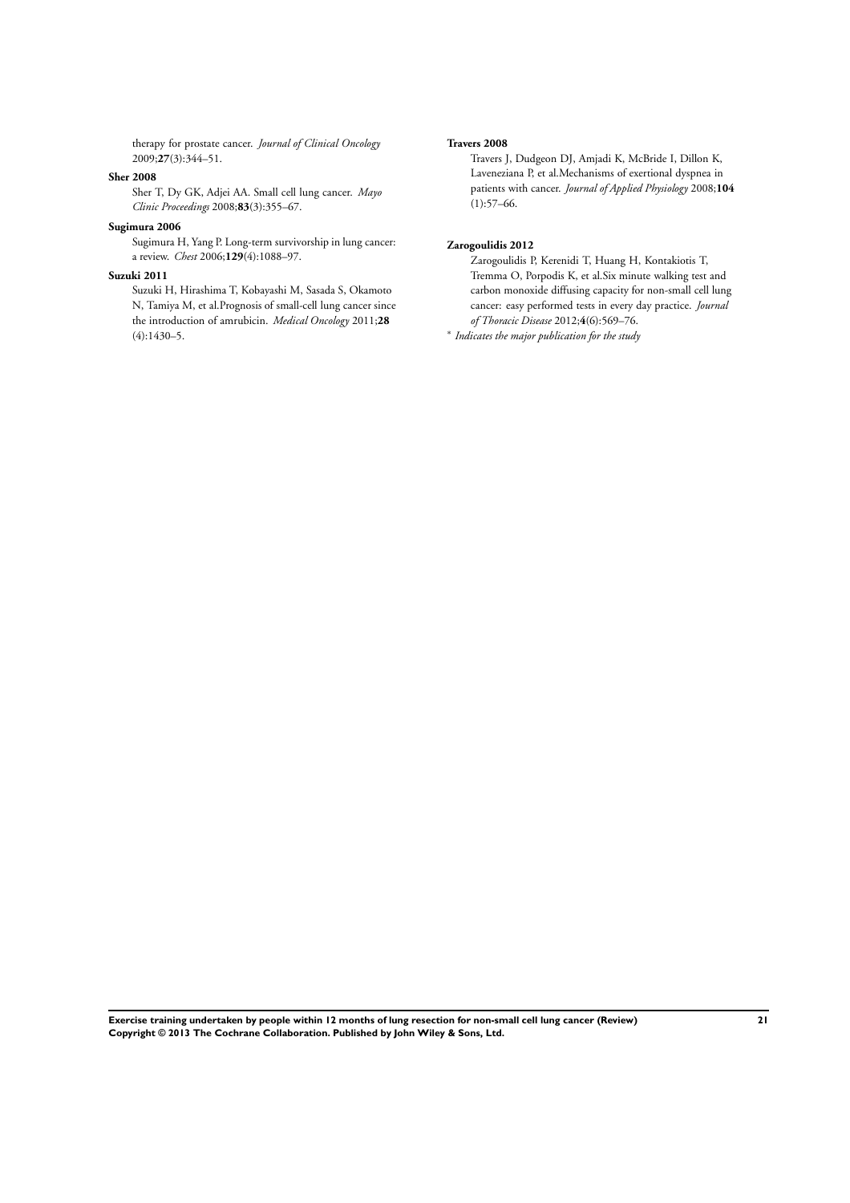therapy for prostate cancer. *Journal of Clinical Oncology* 2009;**27**(3):344–51.

**Sher 2008**

Sher T, Dy GK, Adjei AA. Small cell lung cancer. *Mayo Clinic Proceedings* 2008;**83**(3):355–67.

**Sugimura 2006**

Sugimura H, Yang P. Long-term survivorship in lung cancer: a review. *Chest* 2006;**129**(4):1088–97.

**Suzuki 2011**

Suzuki H, Hirashima T, Kobayashi M, Sasada S, Okamoto N, Tamiya M, et al.Prognosis of small-cell lung cancer since the introduction of amrubicin. *Medical Oncology* 2011;**28** (4):1430–5.

**Travers 2008**

Travers J, Dudgeon DJ, Amjadi K, McBride I, Dillon K, Laveneziana P, et al.Mechanisms of exertional dyspnea in patients with cancer. *Journal of Applied Physiology* 2008;**104** (1):57–66.

**Zarogoulidis 2012**

Zarogoulidis P, Kerenidi T, Huang H, Kontakiotis T, Tremma O, Porpodis K, et al.Six minute walking test and carbon monoxide diffusing capacity for non-small cell lung cancer: easy performed tests in every day practice. *Journal of Thoracic Disease* 2012;**4**(6):569–76.

* *Indicates the major publication for the study*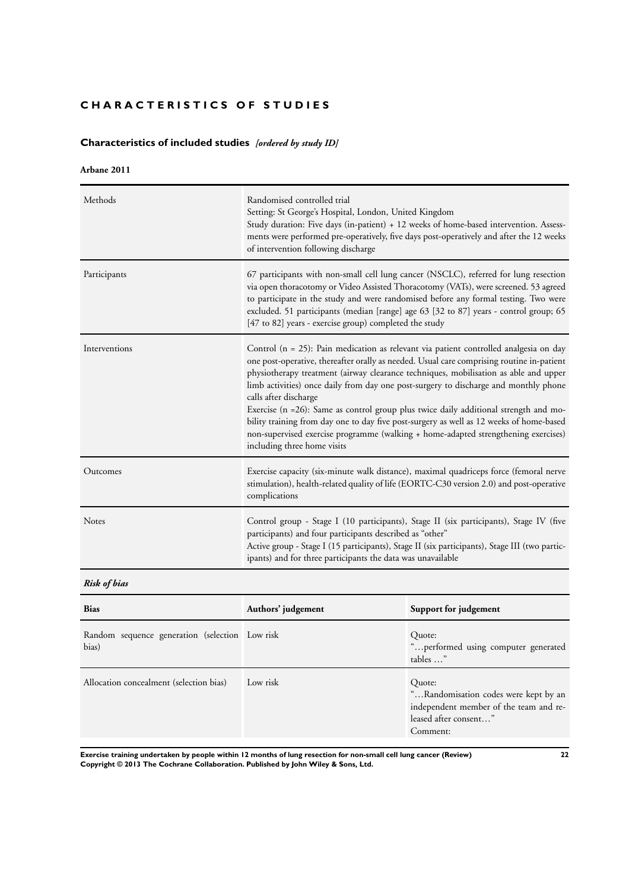# CHARACTERISTICS OF STUDIES

## Characteristics of included studies *[ordered by study ID]*

### Arbane 2011

| | |
|---|---|
| Methods | Randomised controlled trial<br>Setting: St George's Hospital, London, United Kingdom<br>Study duration: Five days (in-patient) + 12 weeks of home-based intervention. Assessments were performed pre-operatively, five days post-operatively and after the 12 weeks of intervention following discharge |
| Participants | 67 participants with non-small cell lung cancer (NSCLC), referred for lung resection via open thoracotomy or Video Assisted Thoracotomy (VATs), were screened. 53 agreed to participate in the study and were randomised before any formal testing. Two were excluded. 51 participants (median [range] age 63 [32 to 87] years - control group; 65 [47 to 82] years - exercise group) completed the study |
| Interventions | Control (n = 25): Pain medication as relevant via patient controlled analgesia on day one post-operative, thereafter orally as needed. Usual care comprising routine in-patient physiotherapy treatment (airway clearance techniques, mobilisation as able and upper limb activities) once daily from day one post-surgery to discharge and monthly phone calls after discharge<br>Exercise (n =26): Same as control group plus twice daily additional strength and mobility training from day one to day five post-surgery as well as 12 weeks of home-based non-supervised exercise programme (walking + home-adapted strengthening exercises) including three home visits |
| Outcomes | Exercise capacity (six-minute walk distance), maximal quadriceps force (femoral nerve stimulation), health-related quality of life (EORTC-C30 version 2.0) and post-operative complications |
| Notes | Control group - Stage I (10 participants), Stage II (six participants), Stage IV (five participants) and four participants described as "other"<br>Active group - Stage I (15 participants), Stage II (six participants), Stage III (two participants) and for three participants the data was unavailable |

*Risk of bias*

| Bias | Authors' judgement | Support for judgement |
|---|---|---|
| Random sequence generation (selection bias) | Low risk | Quote:<br>"…performed using computer generated tables …" |
| Allocation concealment (selection bias) | Low risk | Quote:<br>"…Randomisation codes were kept by an independent member of the team and released after consent…"<br>Comment: |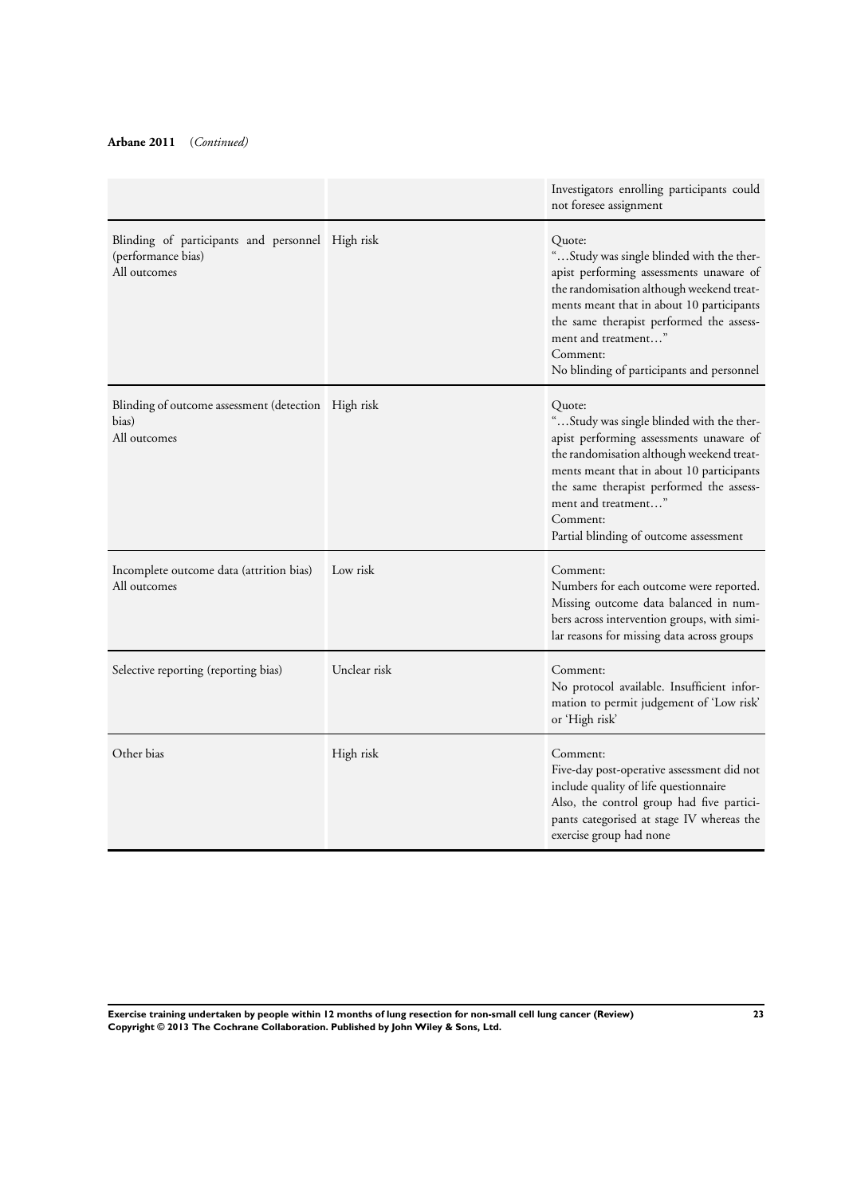**Arbane 2011** (*Continued*)

| | | |
|---|---|---|
| | | Investigators enrolling participants could not foresee assignment |
| Blinding of participants and personnel (performance bias)<br>All outcomes | High risk | Quote:<br>"…Study was single blinded with the therapist performing assessments unaware of the randomisation although weekend treatments meant that in about 10 participants the same therapist performed the assessment and treatment…"<br>Comment:<br>No blinding of participants and personnel |
| Blinding of outcome assessment (detection bias)<br>All outcomes | High risk | Quote:<br>"…Study was single blinded with the therapist performing assessments unaware of the randomisation although weekend treatments meant that in about 10 participants the same therapist performed the assessment and treatment…"<br>Comment:<br>Partial blinding of outcome assessment |
| Incomplete outcome data (attrition bias)<br>All outcomes | Low risk | Comment:<br>Numbers for each outcome were reported. Missing outcome data balanced in numbers across intervention groups, with similar reasons for missing data across groups |
| Selective reporting (reporting bias) | Unclear risk | Comment:<br>No protocol available. Insufficient information to permit judgement of 'Low risk' or 'High risk' |
| Other bias | High risk | Comment:<br>Five-day post-operative assessment did not include quality of life questionnaire<br>Also, the control group had five participants categorised at stage IV whereas the exercise group had none |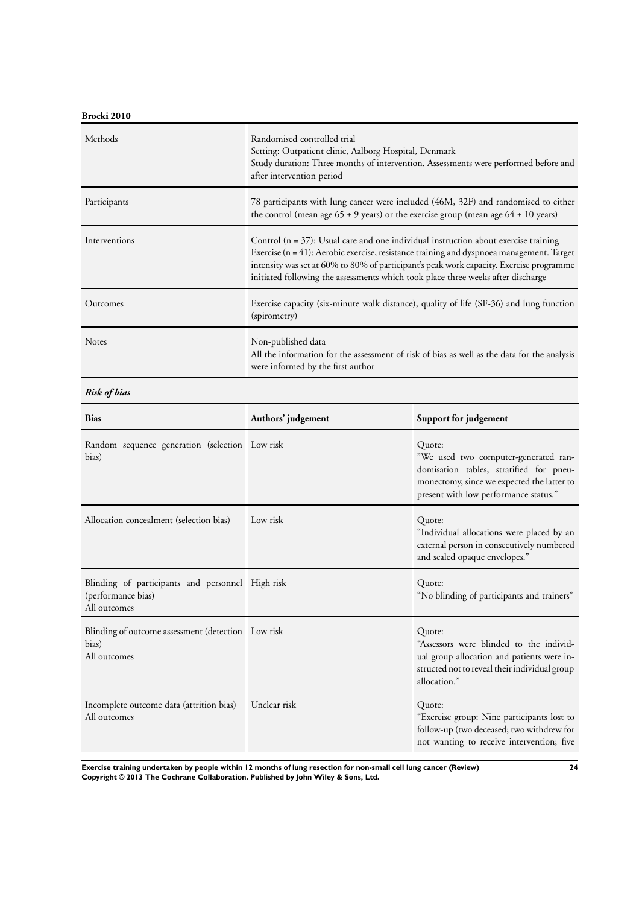**Brocki 2010**

| | |
|---|---|
| Methods | Randomised controlled trial<br>Setting: Outpatient clinic, Aalborg Hospital, Denmark<br>Study duration: Three months of intervention. Assessments were performed before and after intervention period |
| Participants | 78 participants with lung cancer were included (46M, 32F) and randomised to either the control (mean age 65 ± 9 years) or the exercise group (mean age 64 ± 10 years) |
| Interventions | Control (n = 37): Usual care and one individual instruction about exercise training<br>Exercise (n = 41): Aerobic exercise, resistance training and dyspnoea management. Target intensity was set at 60% to 80% of participant's peak work capacity. Exercise programme initiated following the assessments which took place three weeks after discharge |
| Outcomes | Exercise capacity (six-minute walk distance), quality of life (SF-36) and lung function (spirometry) |
| Notes | Non-published data<br>All the information for the assessment of risk of bias as well as the data for the analysis were informed by the first author |

***Risk of bias***

| Bias | Authors' judgement | Support for judgement |
|---|---|---|
| Random sequence generation (selection bias) | Low risk | Quote:<br>"We used two computer-generated randomisation tables, stratified for pneumonectomy, since we expected the latter to present with low performance status." |
| Allocation concealment (selection bias) | Low risk | Quote:<br>"Individual allocations were placed by an external person in consecutively numbered and sealed opaque envelopes." |
| Blinding of participants and personnel (performance bias)<br>All outcomes | High risk | Quote:<br>"No blinding of participants and trainers" |
| Blinding of outcome assessment (detection bias)<br>All outcomes | Low risk | Quote:<br>"Assessors were blinded to the individual group allocation and patients were instructed not to reveal their individual group allocation." |
| Incomplete outcome data (attrition bias)<br>All outcomes | Unclear risk | Quote:<br>"Exercise group: Nine participants lost to follow-up (two deceased; two withdrew for not wanting to receive intervention; five |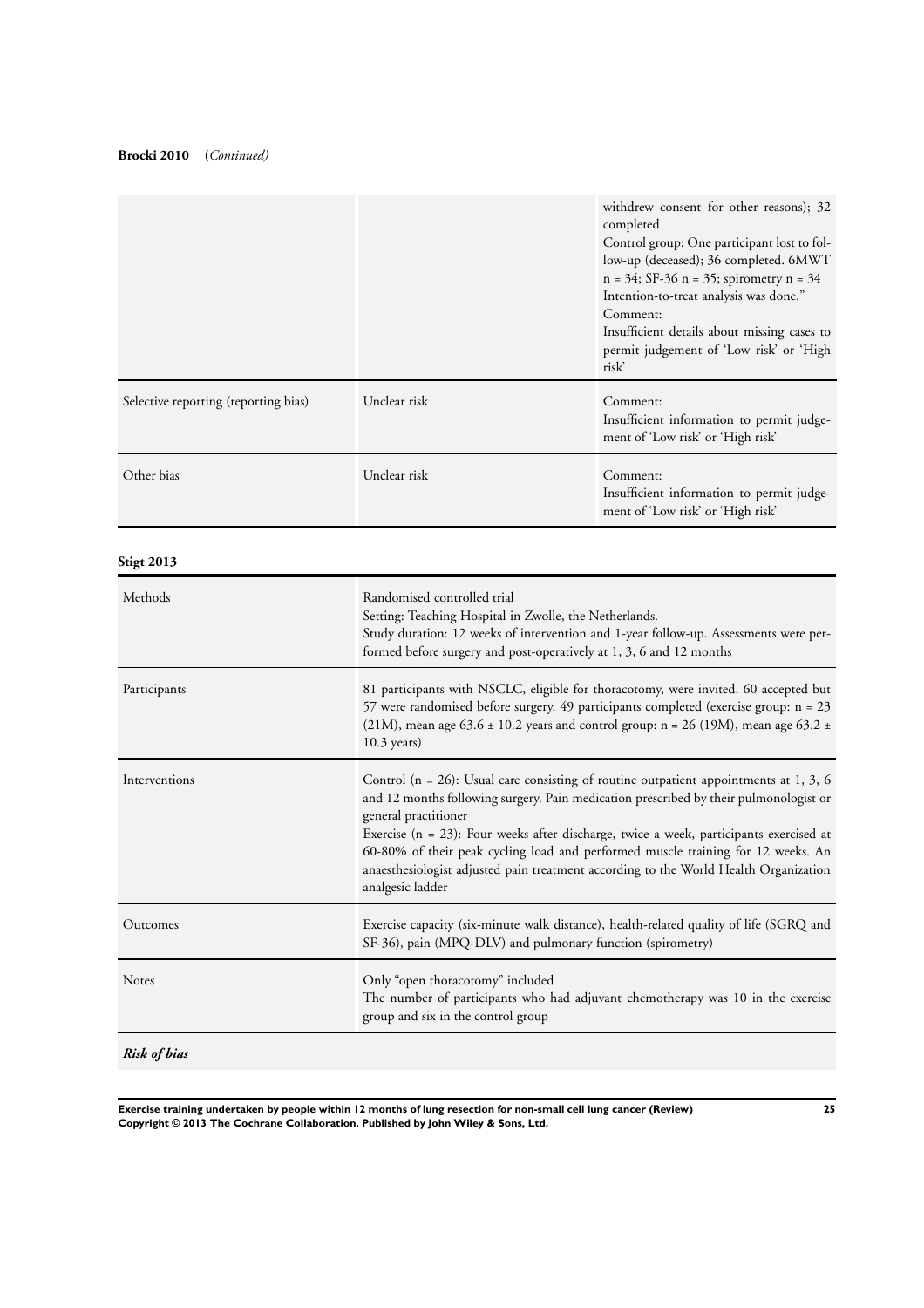**Brocki 2010** (*Continued*)

| | | |
|---|---|---|
| | | withdrew consent for other reasons); 32 completed<br>Control group: One participant lost to follow-up (deceased); 36 completed. 6MWT n = 34; SF-36 n = 35; spirometry n = 34<br>Intention-to-treat analysis was done."<br>Comment:<br>Insufficient details about missing cases to permit judgement of 'Low risk' or 'High risk' |
| Selective reporting (reporting bias) | Unclear risk | Comment:<br>Insufficient information to permit judgement of 'Low risk' or 'High risk' |
| Other bias | Unclear risk | Comment:<br>Insufficient information to permit judgement of 'Low risk' or 'High risk' |

**Stigt 2013**

| | |
|---|---|
| Methods | Randomised controlled trial<br>Setting: Teaching Hospital in Zwolle, the Netherlands.<br>Study duration: 12 weeks of intervention and 1-year follow-up. Assessments were performed before surgery and post-operatively at 1, 3, 6 and 12 months |
| Participants | 81 participants with NSCLC, eligible for thoracotomy, were invited. 60 accepted but 57 were randomised before surgery. 49 participants completed (exercise group: n = 23 (21M), mean age 63.6 ± 10.2 years and control group: n = 26 (19M), mean age 63.2 ± 10.3 years) |
| Interventions | Control (n = 26): Usual care consisting of routine outpatient appointments at 1, 3, 6 and 12 months following surgery. Pain medication prescribed by their pulmonologist or general practitioner<br>Exercise (n = 23): Four weeks after discharge, twice a week, participants exercised at 60-80% of their peak cycling load and performed muscle training for 12 weeks. An anaesthesiologist adjusted pain treatment according to the World Health Organization analgesic ladder |
| Outcomes | Exercise capacity (six-minute walk distance), health-related quality of life (SGRQ and SF-36), pain (MPQ-DLV) and pulmonary function (spirometry) |
| Notes | Only "open thoracotomy" included<br>The number of participants who had adjuvant chemotherapy was 10 in the exercise group and six in the control group |

***Risk of bias***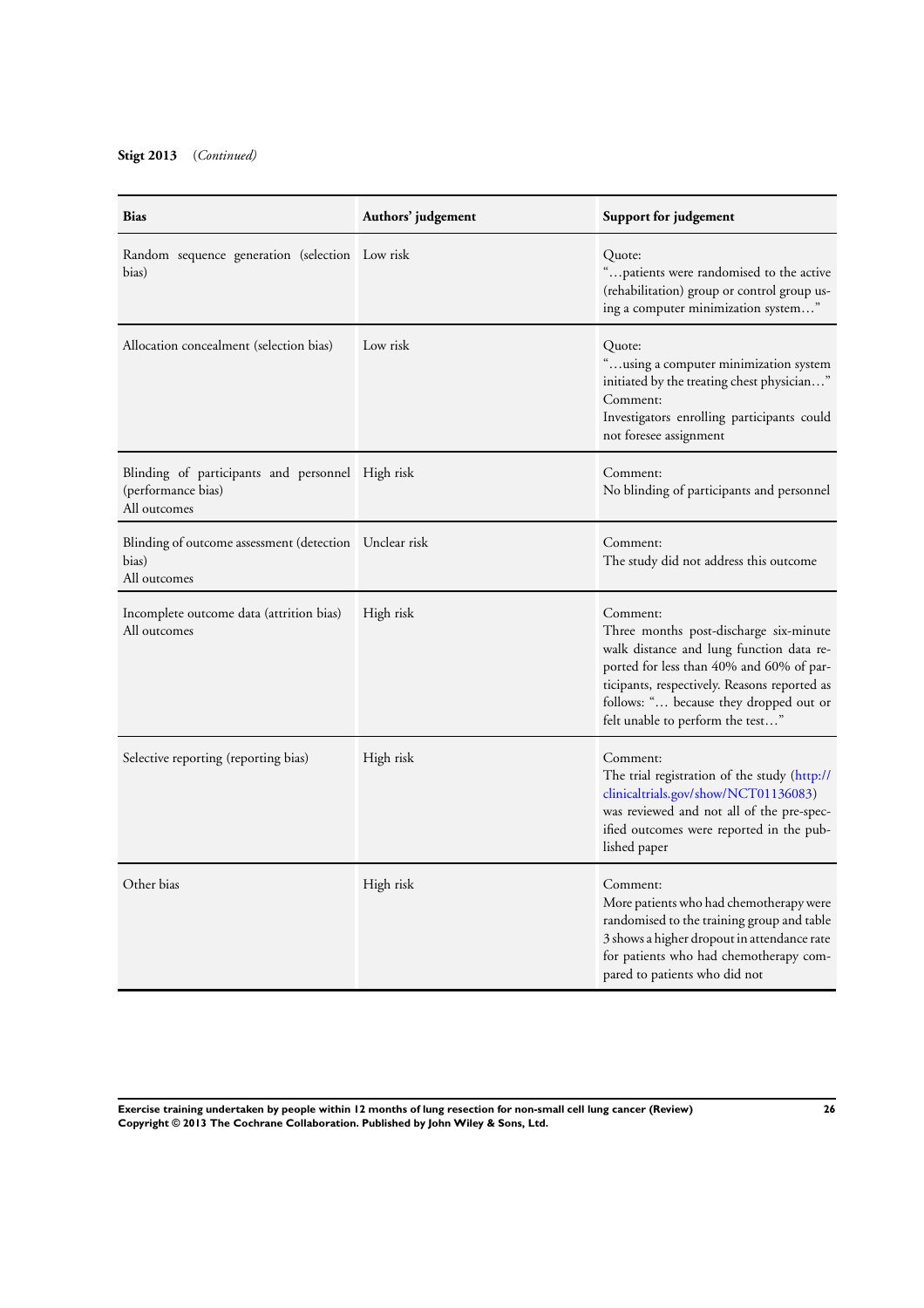**Stigt 2013** *(Continued)*

| Bias | Authors' judgement | Support for judgement |
|---|---|---|
| Random sequence generation (selection bias) | Low risk | Quote:<br>"…patients were randomised to the active (rehabilitation) group or control group using a computer minimization system…" |
| Allocation concealment (selection bias) | Low risk | Quote:<br>"…using a computer minimization system initiated by the treating chest physician…"<br>Comment:<br>Investigators enrolling participants could not foresee assignment |
| Blinding of participants and personnel (performance bias)<br>All outcomes | High risk | Comment:<br>No blinding of participants and personnel |
| Blinding of outcome assessment (detection bias)<br>All outcomes | Unclear risk | Comment:<br>The study did not address this outcome |
| Incomplete outcome data (attrition bias)<br>All outcomes | High risk | Comment:<br>Three months post-discharge six-minute walk distance and lung function data reported for less than 40% and 60% of participants, respectively. Reasons reported as follows: "… because they dropped out or felt unable to perform the test…" |
| Selective reporting (reporting bias) | High risk | Comment:<br>The trial registration of the study (http://clinicaltrials.gov/show/NCT01136083) was reviewed and not all of the pre-specified outcomes were reported in the published paper |
| Other bias | High risk | Comment:<br>More patients who had chemotherapy were randomised to the training group and table 3 shows a higher dropout in attendance rate for patients who had chemotherapy compared to patients who did not |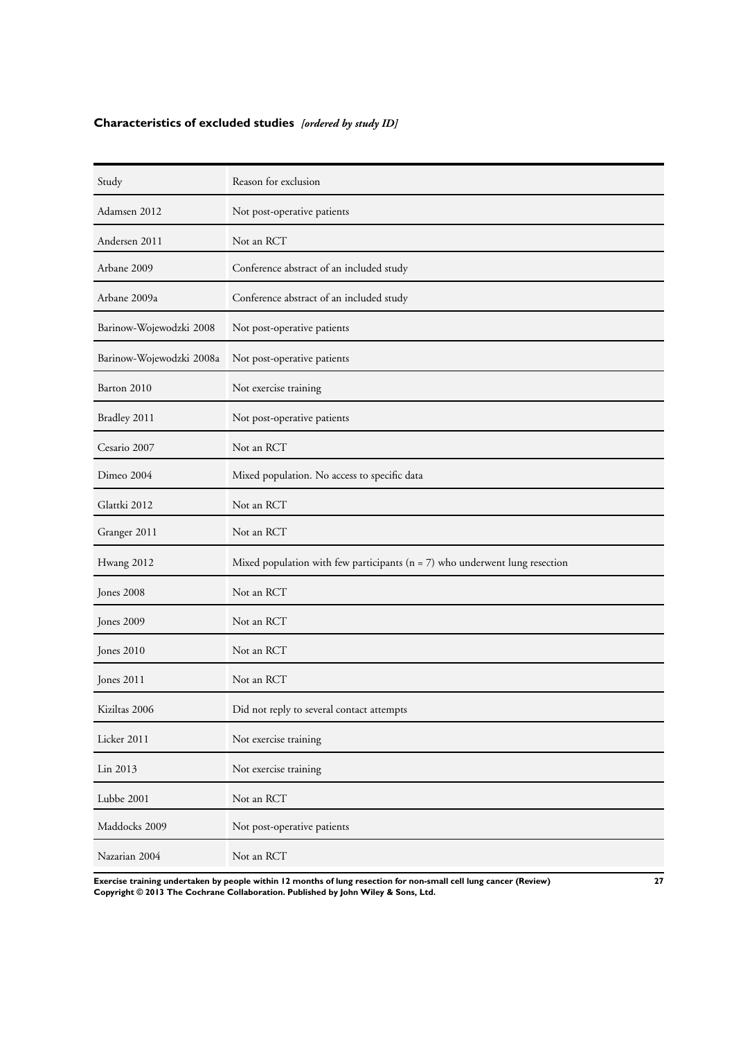### Characteristics of excluded studies *[ordered by study ID]*

| Study | Reason for exclusion |
|---|---|
| Adamsen 2012 | Not post-operative patients |
| Andersen 2011 | Not an RCT |
| Arbane 2009 | Conference abstract of an included study |
| Arbane 2009a | Conference abstract of an included study |
| Barinow-Wojewodzki 2008 | Not post-operative patients |
| Barinow-Wojewodzki 2008a | Not post-operative patients |
| Barton 2010 | Not exercise training |
| Bradley 2011 | Not post-operative patients |
| Cesario 2007 | Not an RCT |
| Dimeo 2004 | Mixed population. No access to specific data |
| Glattki 2012 | Not an RCT |
| Granger 2011 | Not an RCT |
| Hwang 2012 | Mixed population with few participants (n = 7) who underwent lung resection |
| Jones 2008 | Not an RCT |
| Jones 2009 | Not an RCT |
| Jones 2010 | Not an RCT |
| Jones 2011 | Not an RCT |
| Kiziltas 2006 | Did not reply to several contact attempts |
| Licker 2011 | Not exercise training |
| Lin 2013 | Not exercise training |
| Lubbe 2001 | Not an RCT |
| Maddocks 2009 | Not post-operative patients |
| Nazarian 2004 | Not an RCT |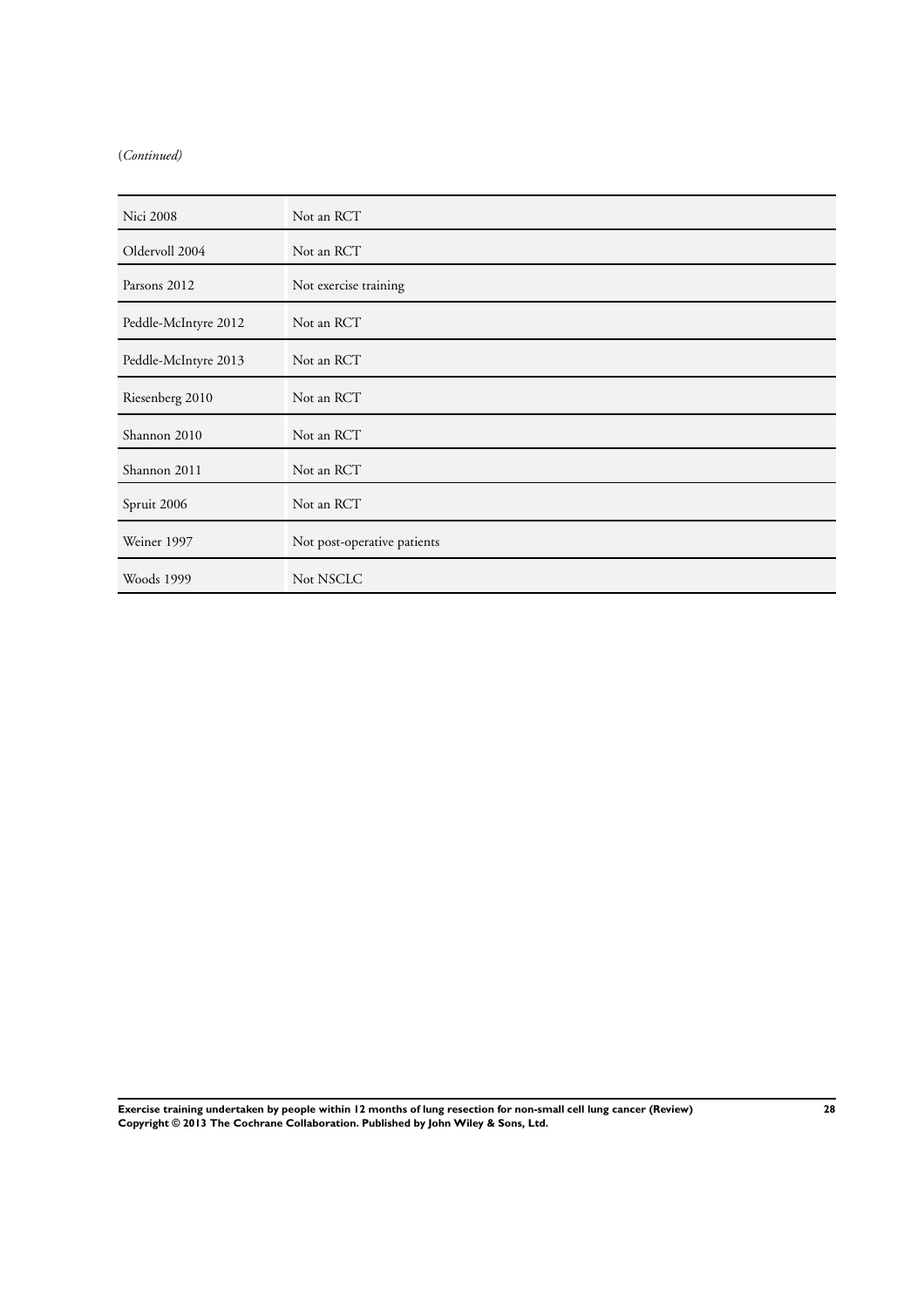(*Continued*)

| | |
|---|---|
| Nici 2008 | Not an RCT |
| Oldervoll 2004 | Not an RCT |
| Parsons 2012 | Not exercise training |
| Peddle-McIntyre 2012 | Not an RCT |
| Peddle-McIntyre 2013 | Not an RCT |
| Riesenberg 2010 | Not an RCT |
| Shannon 2010 | Not an RCT |
| Shannon 2011 | Not an RCT |
| Spruit 2006 | Not an RCT |
| Weiner 1997 | Not post-operative patients |
| Woods 1999 | Not NSCLC |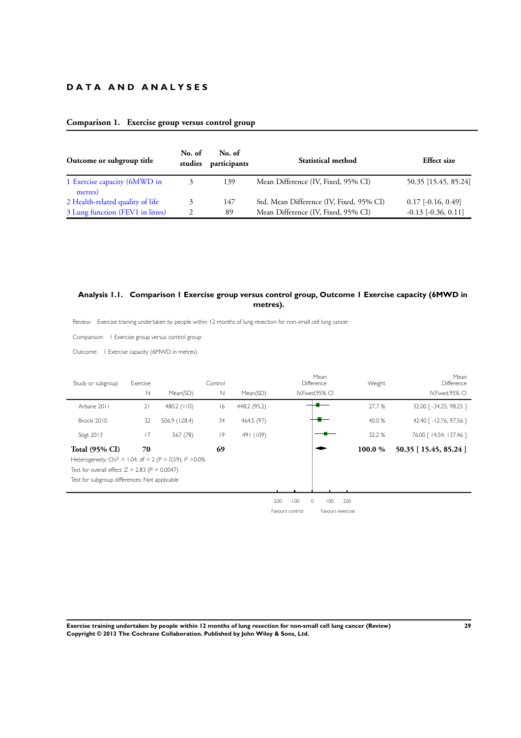## DATA AND ANALYSES

### Comparison 1. Exercise group versus control group

| Outcome or subgroup title | No. of studies | No. of participants | Statistical method | Effect size |
|---|---|---|---|---|
| 1 Exercise capacity (6MWD in metres) | 3 | 139 | Mean Difference (IV, Fixed, 95% CI) | 50.35 [15.45, 85.24] |
| 2 Health-related quality of life | 3 | 147 | Std. Mean Difference (IV, Fixed, 95% CI) | 0.17 [-0.16, 0.49] |
| 3 Lung function (FEV1 in litres) | 2 | 89 | Mean Difference (IV, Fixed, 95% CI) | -0.13 [-0.36, 0.11] |

### Analysis 1.1. Comparison 1 Exercise group versus control group, Outcome 1 Exercise capacity (6MWD in metres).

Review: Exercise training undertaken by people within 12 months of lung resection for non-small cell lung cancer

Comparison: 1 Exercise group versus control group

Outcome: 1 Exercise capacity (6MWD in metres)

| Study or subgroup | Exercise N | Exercise Mean(SD) | Control N | Control Mean(SD) | Mean Difference IV,Fixed,95% CI | Weight | Mean Difference IV,Fixed,95% CI |
|---|---|---|---|---|---|---|---|
| Arbane 2011 | 21 | 480.2 (110) | 16 | 448.2 (95.2) | | 27.7 % | 32.00 [ -34.25, 98.25 ] |
| Brocki 2010 | 32 | 506.9 (128.4) | 34 | 464.5 (97) | | 40.0 % | 42.40 [ -12.76, 97.56 ] |
| Stigt 2013 | 17 | 567 (78) | 19 | 491 (109) | | 32.2 % | 76.00 [ 14.54, 137.46 ] |
| **Total (95% CI)** | **70** | | **69** | | | **100.0 %** | **50.35 [ 15.45, 85.24 ]** |

Heterogeneity: $Chi^2 = 1.04$, $df = 2$ ($P = 0.59$); $I^2 = 0.0\%$

Test for overall effect: $Z = 2.83$ ($P = 0.0047$)

Test for subgroup differences: Not applicable

-200 -100 0 100 200

Favours control Favours exercise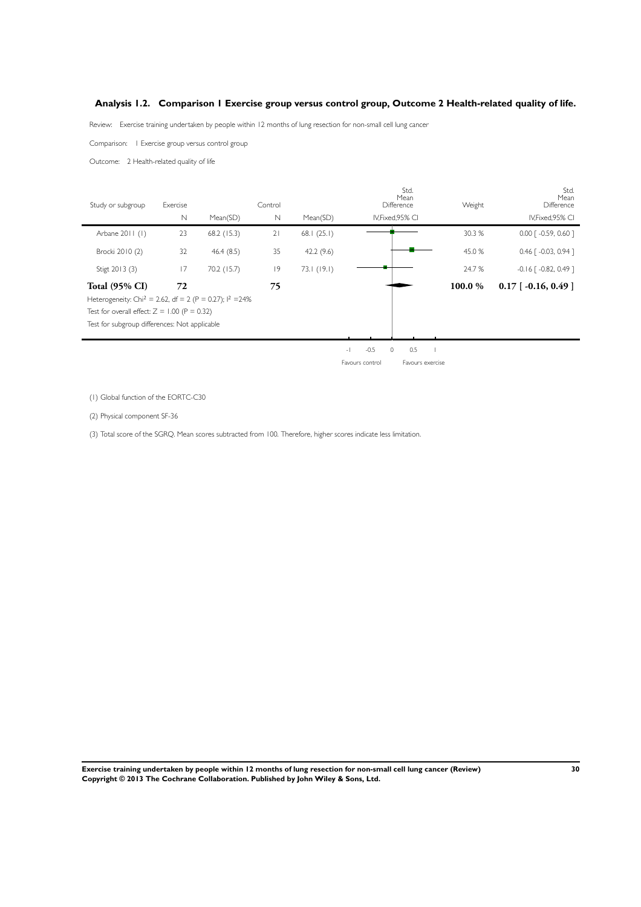### Analysis 1.2. Comparison 1 Exercise group versus control group, Outcome 2 Health-related quality of life.

Review: Exercise training undertaken by people within 12 months of lung resection for non-small cell lung cancer

Comparison: 1 Exercise group versus control group

Outcome: 2 Health-related quality of life

| Study or subgroup | Exercise N | Mean(SD) | Control N | Mean(SD) | Std. Mean Difference IV,Fixed,95% CI | Weight | Std. Mean Difference IV,Fixed,95% CI |
|---|---|---|---|---|---|---|---|
| Arbane 2011 (1) | 23 | 68.2 (15.3) | 21 | 68.1 (25.1) | | 30.3 % | 0.00 [ -0.59, 0.60 ] |
| Brocki 2010 (2) | 32 | 46.4 (8.5) | 35 | 42.2 (9.6) | | 45.0 % | 0.46 [ -0.03, 0.94 ] |
| Stigt 2013 (3) | 17 | 70.2 (15.7) | 19 | 73.1 (19.1) | | 24.7 % | -0.16 [ -0.82, 0.49 ] |
| **Total (95% CI)** | **72** | | **75** | | | **100.0 %** | **0.17 [ -0.16, 0.49 ]** |

Heterogeneity: $Chi^2 = 2.62$, df = 2 (P = 0.27); $I^2$ =24%

Test for overall effect: Z = 1.00 (P = 0.32)

Test for subgroup differences: Not applicable

-1 -0.5 0 0.5 1

Favours control Favours exercise

(1) Global function of the EORTC-C30

(2) Physical component SF-36

(3) Total score of the SGRQ. Mean scores subtracted from 100. Therefore, higher scores indicate less limitation.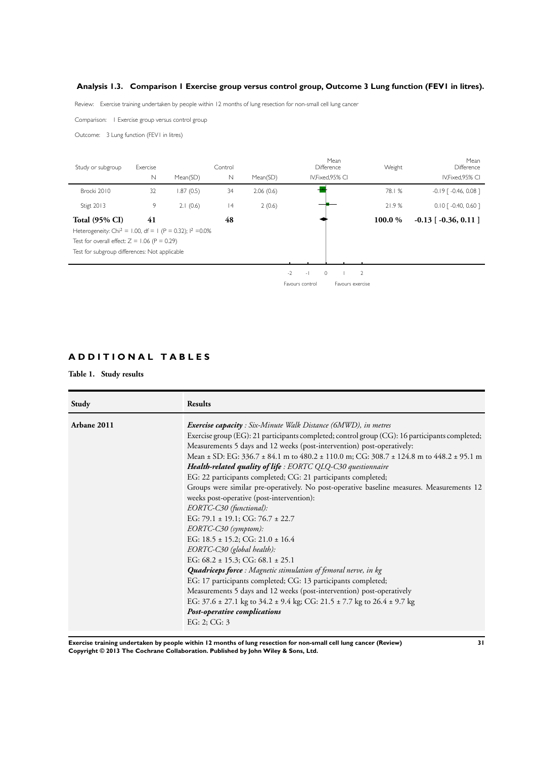### Analysis 1.3. Comparison 1 Exercise group versus control group, Outcome 3 Lung function (FEV1 in litres).

Review: Exercise training undertaken by people within 12 months of lung resection for non-small cell lung cancer

Comparison: 1 Exercise group versus control group

Outcome: 3 Lung function (FEV1 in litres)

| Study or subgroup | Exercise N | Mean(SD) | Control N | Mean(SD) | Mean Difference IV,Fixed,95% CI | Weight | Mean Difference IV,Fixed,95% CI |
|---|---|---|---|---|---|---|---|
| Brocki 2010 | 32 | 1.87 (0.5) | 34 | 2.06 (0.6) | | 78.1 % | -0.19 [ -0.46, 0.08 ] |
| Stigt 2013 | 9 | 2.1 (0.6) | 14 | 2 (0.6) | | 21.9 % | 0.10 [ -0.40, 0.60 ] |
| **Total (95% CI)** | **41** | | **48** | | | **100.0 %** | **-0.13 [ -0.36, 0.11 ]** |

Heterogeneity: $Chi^2 = 1.00$, df = 1 (P = 0.32); $I^2 = 0.0\%$

Test for overall effect: Z = 1.06 (P = 0.29)

Test for subgroup differences: Not applicable

-2 -1 0 1 2

Favours control Favours exercise

## ADDITIONAL TABLES

**Table 1. Study results**

| Study | Results |
|---|---|
| **Arbane 2011** | ***Exercise capacity*** *: Six-Minute Walk Distance (6MWD), in metres*<br>Exercise group (EG): 21 participants completed; control group (CG): 16 participants completed;<br>Measurements 5 days and 12 weeks (post-intervention) post-operatively:<br>Mean ± SD: EG: 336.7 ± 84.1 m to 480.2 ± 110.0 m; CG: 308.7 ± 124.8 m to 448.2 ± 95.1 m<br>***Health-related quality of life*** *: EORTC QLQ-C30 questionnaire*<br>EG: 22 participants completed; CG: 21 participants completed;<br>Groups were similar pre-operatively. No post-operative baseline measures. Measurements 12 weeks post-operative (post-intervention):<br>*EORTC-C30 (functional):*<br>EG: 79.1 ± 19.1; CG: 76.7 ± 22.7<br>*EORTC-C30 (symptom):*<br>EG: 18.5 ± 15.2; CG: 21.0 ± 16.4<br>*EORTC-C30 (global health):*<br>EG: 68.2 ± 15.3; CG: 68.1 ± 25.1<br>***Quadriceps force*** *: Magnetic stimulation of femoral nerve, in kg*<br>EG: 17 participants completed; CG: 13 participants completed;<br>Measurements 5 days and 12 weeks (post-intervention) post-operatively<br>EG: 37.6 ± 27.1 kg to 34.2 ± 9.4 kg; CG: 21.5 ± 7.7 kg to 26.4 ± 9.7 kg<br>***Post-operative complications***<br>EG: 2; CG: 3 |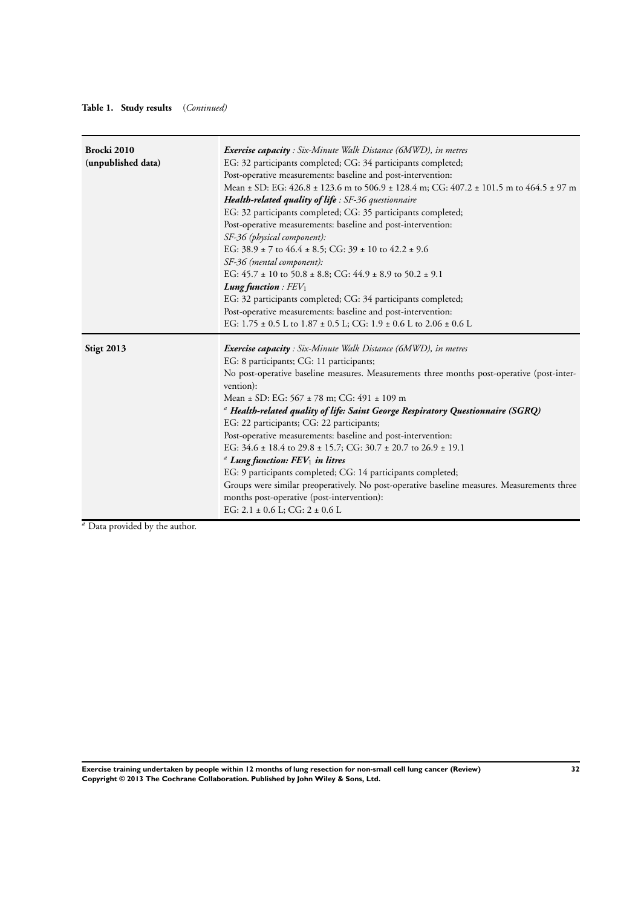**Table 1. Study results** (*Continued)*

| | |
|---|---|
| **Brocki 2010 (unpublished data)** | ***Exercise capacity*** *: Six-Minute Walk Distance (6MWD), in metres*<br>EG: 32 participants completed; CG: 34 participants completed;<br>Post-operative measurements: baseline and post-intervention:<br>Mean ± SD: EG: 426.8 ± 123.6 m to 506.9 ± 128.4 m; CG: 407.2 ± 101.5 m to 464.5 ± 97 m<br>***Health-related quality of life*** *: SF-36 questionnaire*<br>EG: 32 participants completed; CG: 35 participants completed;<br>Post-operative measurements: baseline and post-intervention:<br>*SF-36 (physical component):*<br>EG: 38.9 ± 7 to 46.4 ± 8.5; CG: 39 ± 10 to 42.2 ± 9.6<br>*SF-36 (mental component):*<br>EG: 45.7 ± 10 to 50.8 ± 8.8; CG: 44.9 ± 8.9 to 50.2 ± 9.1<br>***Lung function*** *: $FEV_1$*<br>EG: 32 participants completed; CG: 34 participants completed;<br>Post-operative measurements: baseline and post-intervention:<br>EG: 1.75 ± 0.5 L to 1.87 ± 0.5 L; CG: 1.9 ± 0.6 L to 2.06 ± 0.6 L |
| **Stigt 2013** | ***Exercise capacity*** *: Six-Minute Walk Distance (6MWD), in metres*<br>EG: 8 participants; CG: 11 participants;<br>No post-operative baseline measures. Measurements three months post-operative (post-intervention):<br>Mean ± SD: EG: 567 ± 78 m; CG: 491 ± 109 m<br>[a] ***Health-related quality of life: Saint George Respiratory Questionnaire (SGRQ)***<br>EG: 22 participants; CG: 22 participants;<br>Post-operative measurements: baseline and post-intervention:<br>EG: 34.6 ± 18.4 to 29.8 ± 15.7; CG: 30.7 ± 20.7 to 26.9 ± 19.1<br>[a] ***Lung function: $FEV_1$ in litres***<br>EG: 9 participants completed; CG: 14 participants completed;<br>Groups were similar preoperatively. No post-operative baseline measures. Measurements three months post-operative (post-intervention):<br>EG: 2.1 ± 0.6 L; CG: 2 ± 0.6 L |

[a] Data provided by the author.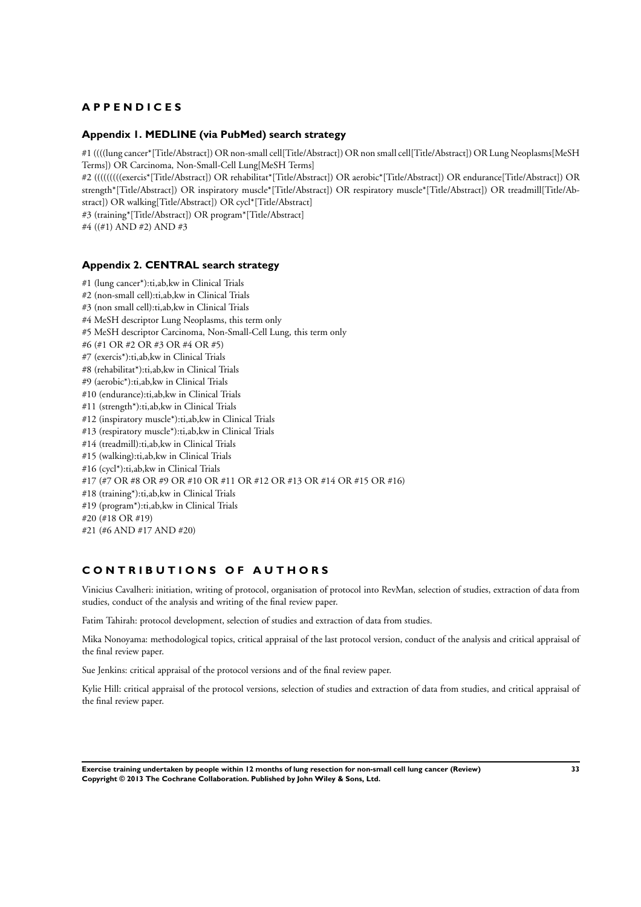# APPENDICES

## Appendix 1. MEDLINE (via PubMed) search strategy

#1 ((((lung cancer*[Title/Abstract]) OR non-small cell[Title/Abstract]) OR non small cell[Title/Abstract]) OR Lung Neoplasms[MeSH Terms]) OR Carcinoma, Non-Small-Cell Lung[MeSH Terms]

#2 (((((((((exercis*[Title/Abstract]) OR rehabilitat*[Title/Abstract]) OR aerobic*[Title/Abstract]) OR endurance[Title/Abstract]) OR strength*[Title/Abstract]) OR inspiratory muscle*[Title/Abstract]) OR respiratory muscle*[Title/Abstract]) OR treadmill[Title/Abstract]) OR walking[Title/Abstract]) OR cycl*[Title/Abstract]

#3 (training*[Title/Abstract]) OR program*[Title/Abstract]

#4 ((#1) AND #2) AND #3

## Appendix 2. CENTRAL search strategy

#1 (lung cancer*):ti,ab,kw in Clinical Trials
#2 (non-small cell):ti,ab,kw in Clinical Trials
#3 (non small cell):ti,ab,kw in Clinical Trials
#4 MeSH descriptor Lung Neoplasms, this term only
#5 MeSH descriptor Carcinoma, Non-Small-Cell Lung, this term only
#6 (#1 OR #2 OR #3 OR #4 OR #5)
#7 (exercis*):ti,ab,kw in Clinical Trials
#8 (rehabilitat*):ti,ab,kw in Clinical Trials
#9 (aerobic*):ti,ab,kw in Clinical Trials
#10 (endurance):ti,ab,kw in Clinical Trials
#11 (strength*):ti,ab,kw in Clinical Trials
#12 (inspiratory muscle*):ti,ab,kw in Clinical Trials
#13 (respiratory muscle*):ti,ab,kw in Clinical Trials
#14 (treadmill):ti,ab,kw in Clinical Trials
#15 (walking):ti,ab,kw in Clinical Trials
#16 (cycl*):ti,ab,kw in Clinical Trials
#17 (#7 OR #8 OR #9 OR #10 OR #11 OR #12 OR #13 OR #14 OR #15 OR #16)
#18 (training*):ti,ab,kw in Clinical Trials
#19 (program*):ti,ab,kw in Clinical Trials
#20 (#18 OR #19)
#21 (#6 AND #17 AND #20)

# CONTRIBUTIONS OF AUTHORS

Vinicius Cavalheri: initiation, writing of protocol, organisation of protocol into RevMan, selection of studies, extraction of data from studies, conduct of the analysis and writing of the final review paper.

Fatim Tahirah: protocol development, selection of studies and extraction of data from studies.

Mika Nonoyama: methodological topics, critical appraisal of the last protocol version, conduct of the analysis and critical appraisal of the final review paper.

Sue Jenkins: critical appraisal of the protocol versions and of the final review paper.

Kylie Hill: critical appraisal of the protocol versions, selection of studies and extraction of data from studies, and critical appraisal of the final review paper.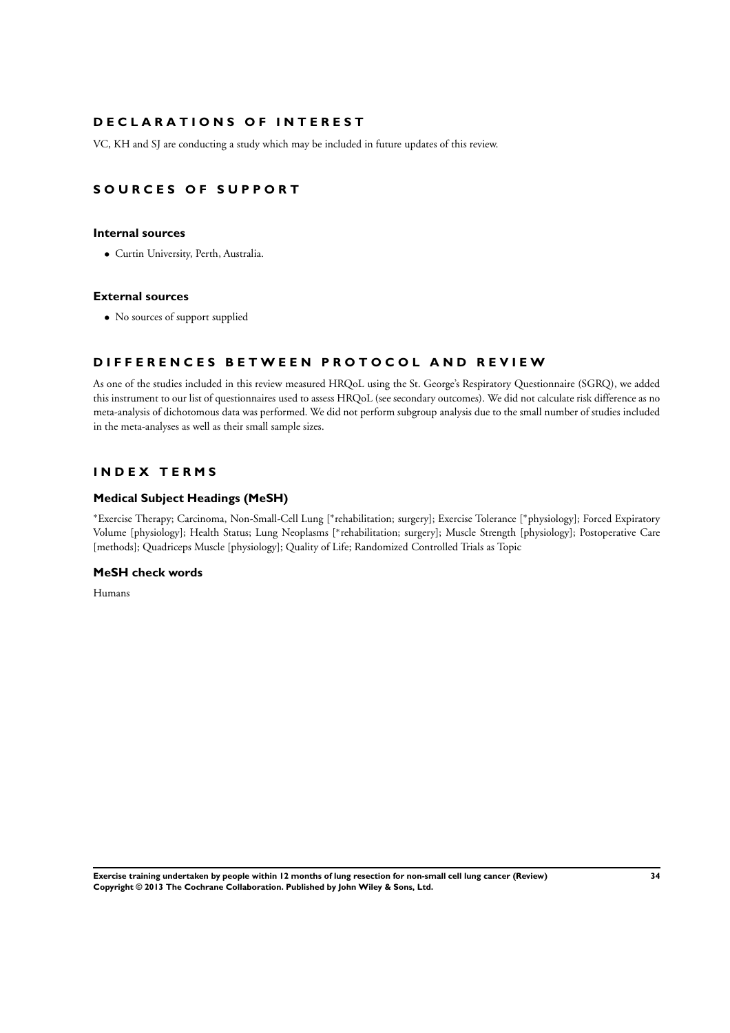## DECLARATIONS OF INTEREST

VC, KH and SJ are conducting a study which may be included in future updates of this review.

## SOURCES OF SUPPORT

### Internal sources

- Curtin University, Perth, Australia.

### External sources

- No sources of support supplied

## DIFFERENCES BETWEEN PROTOCOL AND REVIEW

As one of the studies included in this review measured HRQoL using the St. George's Respiratory Questionnaire (SGRQ), we added this instrument to our list of questionnaires used to assess HRQoL (see secondary outcomes). We did not calculate risk difference as no meta-analysis of dichotomous data was performed. We did not perform subgroup analysis due to the small number of studies included in the meta-analyses as well as their small sample sizes.

## INDEX TERMS

### Medical Subject Headings (MeSH)

*Exercise Therapy; Carcinoma, Non-Small-Cell Lung [*rehabilitation; surgery]; Exercise Tolerance [*physiology]; Forced Expiratory Volume [physiology]; Health Status; Lung Neoplasms [*rehabilitation; surgery]; Muscle Strength [physiology]; Postoperative Care [methods]; Quadriceps Muscle [physiology]; Quality of Life; Randomized Controlled Trials as Topic

### MeSH check words

Humans